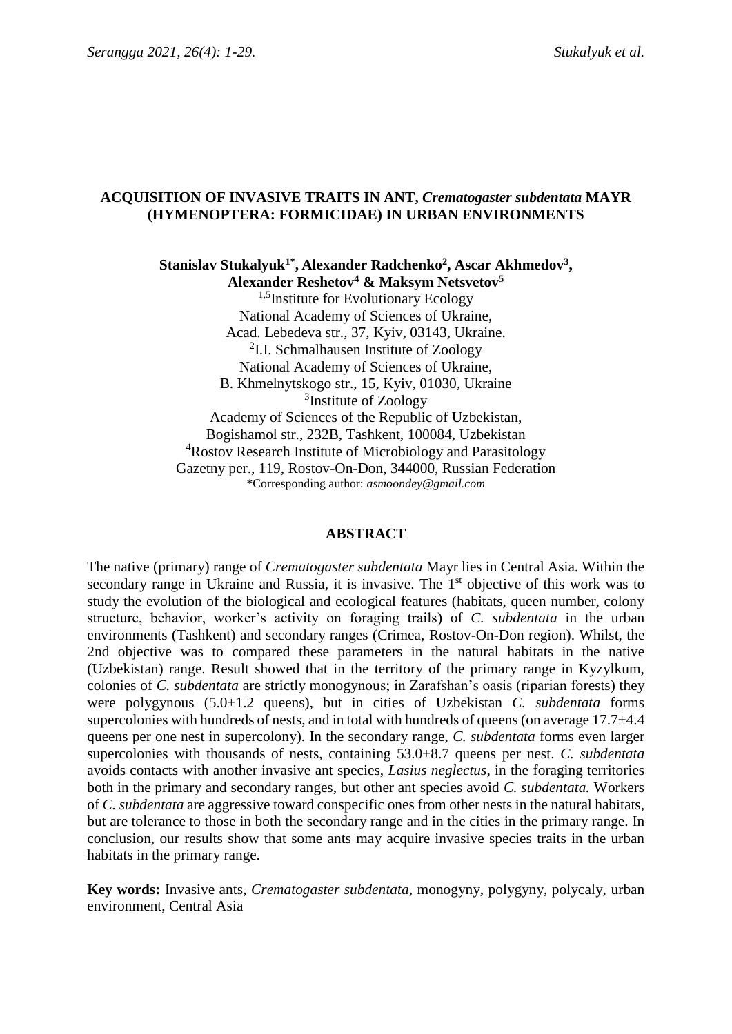# ACQUISITION OF INVASIVE TRAITS IN ANT, *Crematogaster subdentata* MAYR (HYMENOPTERA: FORMICIDAE) IN URBAN ENVIRONMENTS

**Stanislav Stukalyuk[1*], Alexander Radchenko[2], Ascar Akhmedov[3], Alexander Reshetov[4] & Maksym Netsvetov[5]**

[1,5]Institute for Evolutionary Ecology
National Academy of Sciences of Ukraine,
Acad. Lebedeva str., 37, Kyiv, 03143, Ukraine.
[2]I.I. Schmalhausen Institute of Zoology
National Academy of Sciences of Ukraine,
B. Khmelnytskogo str., 15, Kyiv, 01030, Ukraine
[3]Institute of Zoology
Academy of Sciences of the Republic of Uzbekistan,
Bogishamol str., 232B, Tashkent, 100084, Uzbekistan
[4]Rostov Research Institute of Microbiology and Parasitology
Gazetny per., 119, Rostov-On-Don, 344000, Russian Federation
*Corresponding author: *asmoondey@gmail.com*

## ABSTRACT

The native (primary) range of *Crematogaster subdentata* Mayr lies in Central Asia. Within the secondary range in Ukraine and Russia, it is invasive. The 1st objective of this work was to study the evolution of the biological and ecological features (habitats, queen number, colony structure, behavior, worker's activity on foraging trails) of *C. subdentata* in the urban environments (Tashkent) and secondary ranges (Crimea, Rostov-On-Don region). Whilst, the 2nd objective was to compared these parameters in the natural habitats in the native (Uzbekistan) range. Result showed that in the territory of the primary range in Kyzylkum, colonies of *C. subdentata* are strictly monogynous; in Zarafshan's oasis (riparian forests) they were polygynous (5.0±1.2 queens), but in cities of Uzbekistan *C. subdentata* forms supercolonies with hundreds of nests, and in total with hundreds of queens (on average 17.7±4.4 queens per one nest in supercolony). In the secondary range, *C. subdentata* forms even larger supercolonies with thousands of nests, containing 53.0±8.7 queens per nest. *C. subdentata* avoids contacts with another invasive ant species, *Lasius neglectus*, in the foraging territories both in the primary and secondary ranges, but other ant species avoid *C. subdentata.* Workers of *C. subdentata* are aggressive toward conspecific ones from other nests in the natural habitats, but are tolerance to those in both the secondary range and in the cities in the primary range. In conclusion, our results show that some ants may acquire invasive species traits in the urban habitats in the primary range.

**Key words:** Invasive ants, *Crematogaster subdentata*, monogyny, polygyny, polycaly, urban environment, Central Asia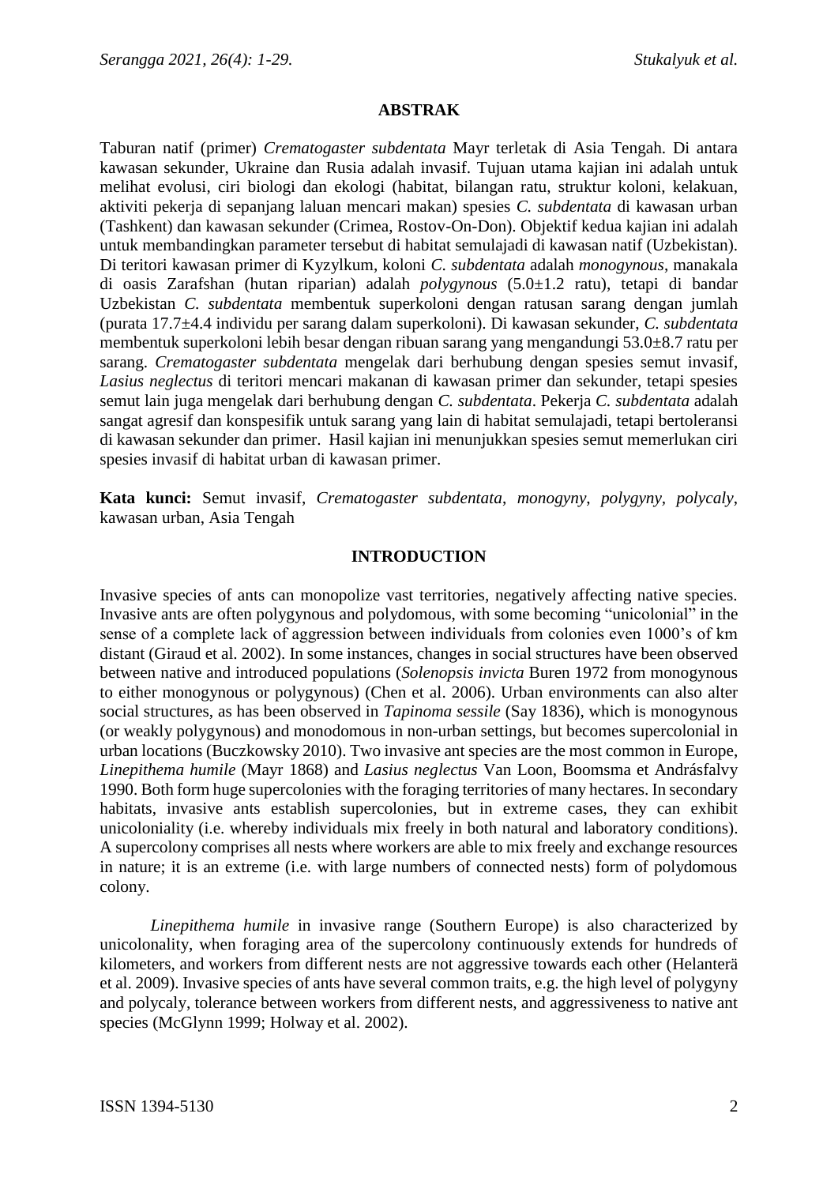## ABSTRAK

Taburan natif (primer) *Crematogaster subdentata* Mayr terletak di Asia Tengah. Di antara kawasan sekunder, Ukraine dan Rusia adalah invasif. Tujuan utama kajian ini adalah untuk melihat evolusi, ciri biologi dan ekologi (habitat, bilangan ratu, struktur koloni, kelakuan, aktiviti pekerja di sepanjang laluan mencari makan) spesies *C. subdentata* di kawasan urban (Tashkent) dan kawasan sekunder (Crimea, Rostov-On-Don). Objektif kedua kajian ini adalah untuk membandingkan parameter tersebut di habitat semulajadi di kawasan natif (Uzbekistan). Di teritori kawasan primer di Kyzylkum, koloni *C. subdentata* adalah *monogynous*, manakala di oasis Zarafshan (hutan riparian) adalah *polygynous* (5.0±1.2 ratu), tetapi di bandar Uzbekistan *C. subdentata* membentuk superkoloni dengan ratusan sarang dengan jumlah (purata 17.7±4.4 individu per sarang dalam superkoloni). Di kawasan sekunder, *C. subdentata* membentuk superkoloni lebih besar dengan ribuan sarang yang mengandungi 53.0±8.7 ratu per sarang. *Crematogaster subdentata* mengelak dari berhubung dengan spesies semut invasif, *Lasius neglectus* di teritori mencari makanan di kawasan primer dan sekunder, tetapi spesies semut lain juga mengelak dari berhubung dengan *C. subdentata*. Pekerja *C. subdentata* adalah sangat agresif dan konspesifik untuk sarang yang lain di habitat semulajadi, tetapi bertoleransi di kawasan sekunder dan primer. Hasil kajian ini menunjukkan spesies semut memerlukan ciri spesies invasif di habitat urban di kawasan primer.

**Kata kunci:** Semut invasif, *Crematogaster subdentata*, *monogyny*, *polygyny*, *polycaly*, kawasan urban, Asia Tengah

## INTRODUCTION

Invasive species of ants can monopolize vast territories, negatively affecting native species. Invasive ants are often polygynous and polydomous, with some becoming "unicolonial" in the sense of a complete lack of aggression between individuals from colonies even 1000's of km distant (Giraud et al. 2002). In some instances, changes in social structures have been observed between native and introduced populations (*Solenopsis invicta* Buren 1972 from monogynous to either monogynous or polygynous) (Chen et al. 2006). Urban environments can also alter social structures, as has been observed in *Tapinoma sessile* (Say 1836), which is monogynous (or weakly polygynous) and monodomous in non-urban settings, but becomes supercolonial in urban locations (Buczkowsky 2010). Two invasive ant species are the most common in Europe, *Linepithema humile* (Mayr 1868) and *Lasius neglectus* Van Loon, Boomsma et Andrásfalvy 1990. Both form huge supercolonies with the foraging territories of many hectares. In secondary habitats, invasive ants establish supercolonies, but in extreme cases, they can exhibit unicoloniality (i.e. whereby individuals mix freely in both natural and laboratory conditions). A supercolony comprises all nests where workers are able to mix freely and exchange resources in nature; it is an extreme (i.e. with large numbers of connected nests) form of polydomous colony.

*Linepithema humile* in invasive range (Southern Europe) is also characterized by unicolonality, when foraging area of the supercolony continuously extends for hundreds of kilometers, and workers from different nests are not aggressive towards each other (Helanterä et al. 2009). Invasive species of ants have several common traits, e.g. the high level of polygyny and polycaly, tolerance between workers from different nests, and aggressiveness to native ant species (McGlynn 1999; Holway et al. 2002).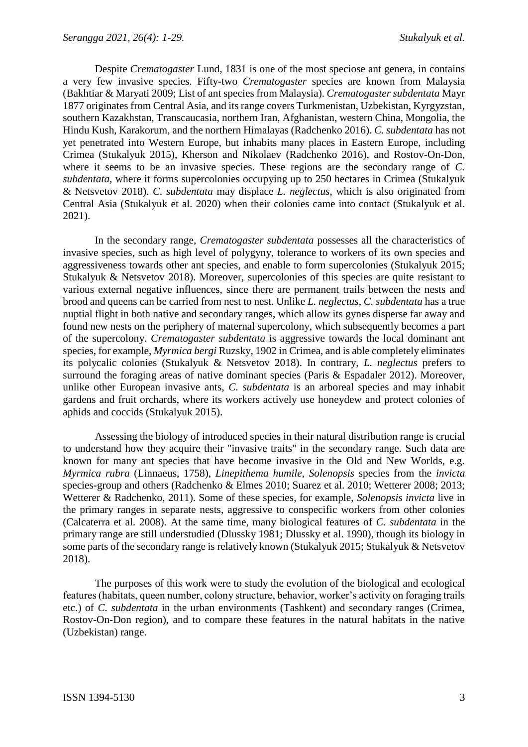Despite *Crematogaster* Lund, 1831 is one of the most speciose ant genera, in contains a very few invasive species. Fifty-two *Crematogaster* species are known from Malaysia (Bakhtiar & Maryati 2009; List of ant species from Malaysia). *Crematogaster subdentata* Mayr 1877 originates from Central Asia, and its range covers Turkmenistan, Uzbekistan, Kyrgyzstan, southern Kazakhstan, Transcaucasia, northern Iran, Afghanistan, western China, Mongolia, the Hindu Kush, Karakorum, and the northern Himalayas (Radchenko 2016). *C. subdentata* has not yet penetrated into Western Europe, but inhabits many places in Eastern Europe, including Crimea (Stukalyuk 2015), Kherson and Nikolaev (Radchenko 2016), and Rostov-On-Don, where it seems to be an invasive species. These regions are the secondary range of *C. subdentata*, where it forms supercolonies occupying up to 250 hectares in Crimea (Stukalyuk & Netsvetov 2018). *C. subdentata* may displace *L. neglectus*, which is also originated from Central Asia (Stukalyuk et al. 2020) when their colonies came into contact (Stukalyuk et al. 2021).

In the secondary range, *Crematogaster subdentata* possesses all the characteristics of invasive species, such as high level of polygyny, tolerance to workers of its own species and aggressiveness towards other ant species, and enable to form supercolonies (Stukalyuk 2015; Stukalyuk & Netsvetov 2018). Moreover, supercolonies of this species are quite resistant to various external negative influences, since there are permanent trails between the nests and brood and queens can be carried from nest to nest. Unlike *L. neglectus*, *C. subdentata* has a true nuptial flight in both native and secondary ranges, which allow its gynes disperse far away and found new nests on the periphery of maternal supercolony, which subsequently becomes a part of the supercolony. *Crematogaster subdentata* is aggressive towards the local dominant ant species, for example, *Myrmica bergi* Ruzsky, 1902 in Crimea, and is able completely eliminates its polycalic colonies (Stukalyuk & Netsvetov 2018). In contrary, *L. neglectus* prefers to surround the foraging areas of native dominant species (Paris & Espadaler 2012). Moreover, unlike other European invasive ants, *C. subdentata* is an arboreal species and may inhabit gardens and fruit orchards, where its workers actively use honeydew and protect colonies of aphids and coccids (Stukalyuk 2015).

Assessing the biology of introduced species in their natural distribution range is crucial to understand how they acquire their "invasive traits" in the secondary range. Such data are known for many ant species that have become invasive in the Old and New Worlds, e.g. *Myrmica rubra* (Linnaeus, 1758), *Linepithema humile*, *Solenopsis* species from the *invicta* species-group and others (Radchenko & Elmes 2010; Suarez et al. 2010; Wetterer 2008; 2013; Wetterer & Radchenko, 2011). Some of these species, for example, *Solenopsis invicta* live in the primary ranges in separate nests, aggressive to conspecific workers from other colonies (Calcaterra et al. 2008). At the same time, many biological features of *C. subdentata* in the primary range are still understudied (Dlussky 1981; Dlussky et al. 1990), though its biology in some parts of the secondary range is relatively known (Stukalyuk 2015; Stukalyuk & Netsvetov 2018).

The purposes of this work were to study the evolution of the biological and ecological features (habitats, queen number, colony structure, behavior, worker's activity on foraging trails etc.) of *C. subdentata* in the urban environments (Tashkent) and secondary ranges (Crimea, Rostov-On-Don region), and to compare these features in the natural habitats in the native (Uzbekistan) range.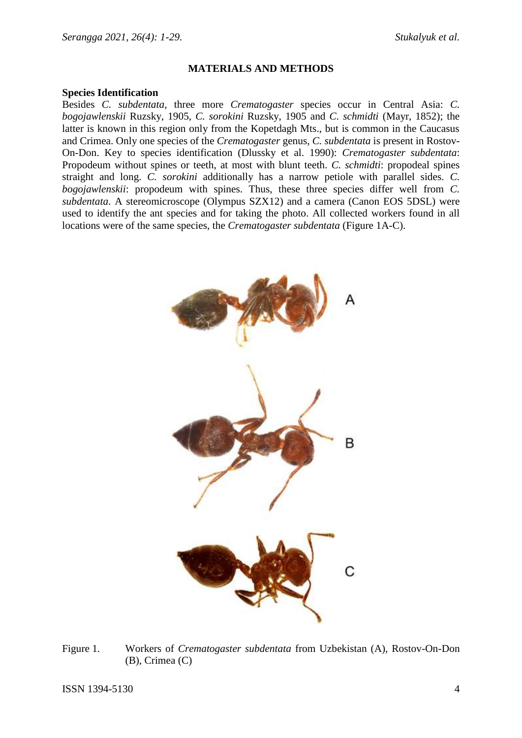## MATERIALS AND METHODS

### Species Identification

Besides *C. subdentata*, three more *Crematogaster* species occur in Central Asia: *C. bogojawlenskii* Ruzsky, 1905, *C. sorokini* Ruzsky, 1905 and *C. schmidti* (Mayr, 1852); the latter is known in this region only from the Kopetdagh Mts., but is common in the Caucasus and Crimea. Only one species of the *Crematogaster* genus, *C. subdentata* is present in Rostov-On-Don. Key to species identification (Dlussky et al. 1990): *Crematogaster subdentata*: Propodeum without spines or teeth, at most with blunt teeth. *C. schmidti*: propodeal spines straight and long. *C. sorokini* additionally has a narrow petiole with parallel sides. *C. bogojawlenskii*: propodeum with spines. Thus, these three species differ well from *C. subdentata*. A stereomicroscope (Olympus SZX12) and a camera (Canon EOS 5DSL) were used to identify the ant species and for taking the photo. All collected workers found in all locations were of the same species, the *Crematogaster subdentata* (Figure 1A-C).

Figure 1. Workers of *Crematogaster subdentata* from Uzbekistan (A), Rostov-On-Don (B), Crimea (C)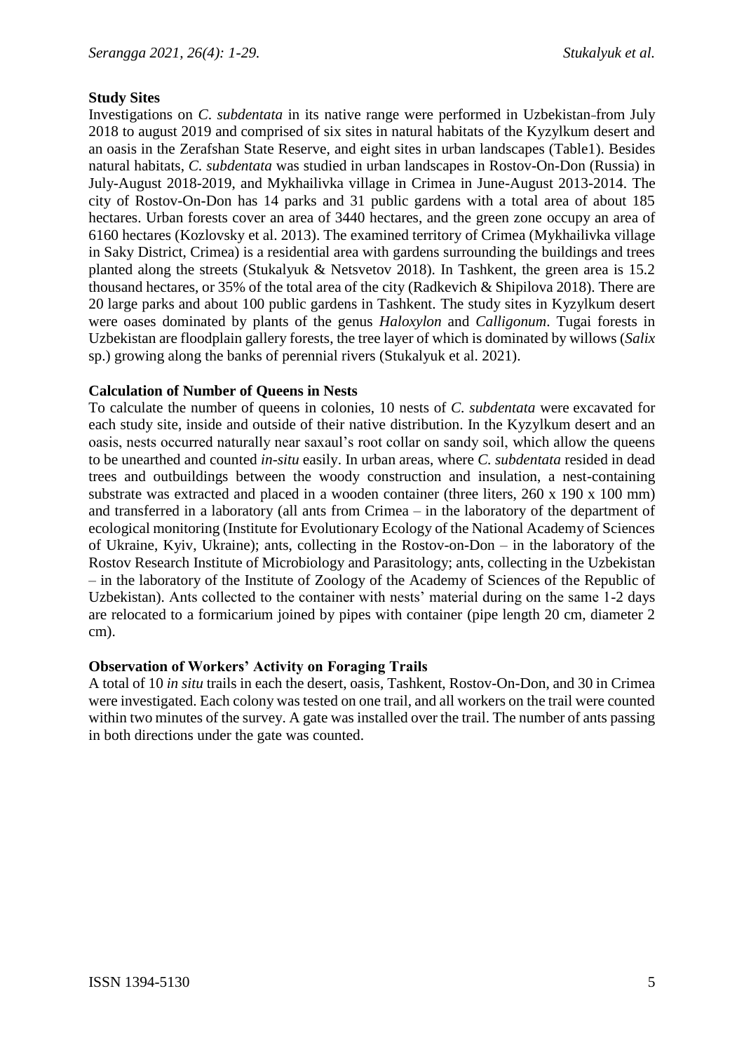**Study Sites**

Investigations on *C. subdentata* in its native range were performed in Uzbekistan from July 2018 to august 2019 and comprised of six sites in natural habitats of the Kyzylkum desert and an oasis in the Zerafshan State Reserve, and eight sites in urban landscapes (Table1). Besides natural habitats, *C. subdentata* was studied in urban landscapes in Rostov-On-Don (Russia) in July-August 2018-2019, and Mykhailivka village in Crimea in June-August 2013-2014. The city of Rostov-On-Don has 14 parks and 31 public gardens with a total area of about 185 hectares. Urban forests cover an area of 3440 hectares, and the green zone occupy an area of 6160 hectares (Kozlovsky et al. 2013). The examined territory of Crimea (Mykhailivka village in Saky District, Crimea) is a residential area with gardens surrounding the buildings and trees planted along the streets (Stukalyuk & Netsvetov 2018). In Tashkent, the green area is 15.2 thousand hectares, or 35% of the total area of the city (Radkevich & Shipilova 2018). There are 20 large parks and about 100 public gardens in Tashkent. The study sites in Kyzylkum desert were oases dominated by plants of the genus *Haloxylon* and *Calligonum*. Tugai forests in Uzbekistan are floodplain gallery forests, the tree layer of which is dominated by willows (*Salix* sp.) growing along the banks of perennial rivers (Stukalyuk et al. 2021).

**Calculation of Number of Queens in Nests**

To calculate the number of queens in colonies, 10 nests of *C. subdentata* were excavated for each study site, inside and outside of their native distribution. In the Kyzylkum desert and an oasis, nests occurred naturally near saxaul's root collar on sandy soil, which allow the queens to be unearthed and counted *in-situ* easily. In urban areas, where *C. subdentata* resided in dead trees and outbuildings between the woody construction and insulation, a nest-containing substrate was extracted and placed in a wooden container (three liters, 260 x 190 x 100 mm) and transferred in a laboratory (all ants from Crimea – in the laboratory of the department of ecological monitoring (Institute for Evolutionary Ecology of the National Academy of Sciences of Ukraine, Kyiv, Ukraine); ants, collecting in the Rostov-on-Don – in the laboratory of the Rostov Research Institute of Microbiology and Parasitology; ants, collecting in the Uzbekistan – in the laboratory of the Institute of Zoology of the Academy of Sciences of the Republic of Uzbekistan). Ants collected to the container with nests' material during on the same 1-2 days are relocated to a formicarium joined by pipes with container (pipe length 20 cm, diameter 2 cm).

**Observation of Workers' Activity on Foraging Trails**

A total of 10 *in situ* trails in each the desert, oasis, Tashkent, Rostov-On-Don, and 30 in Crimea were investigated. Each colony was tested on one trail, and all workers on the trail were counted within two minutes of the survey. A gate was installed over the trail. The number of ants passing in both directions under the gate was counted.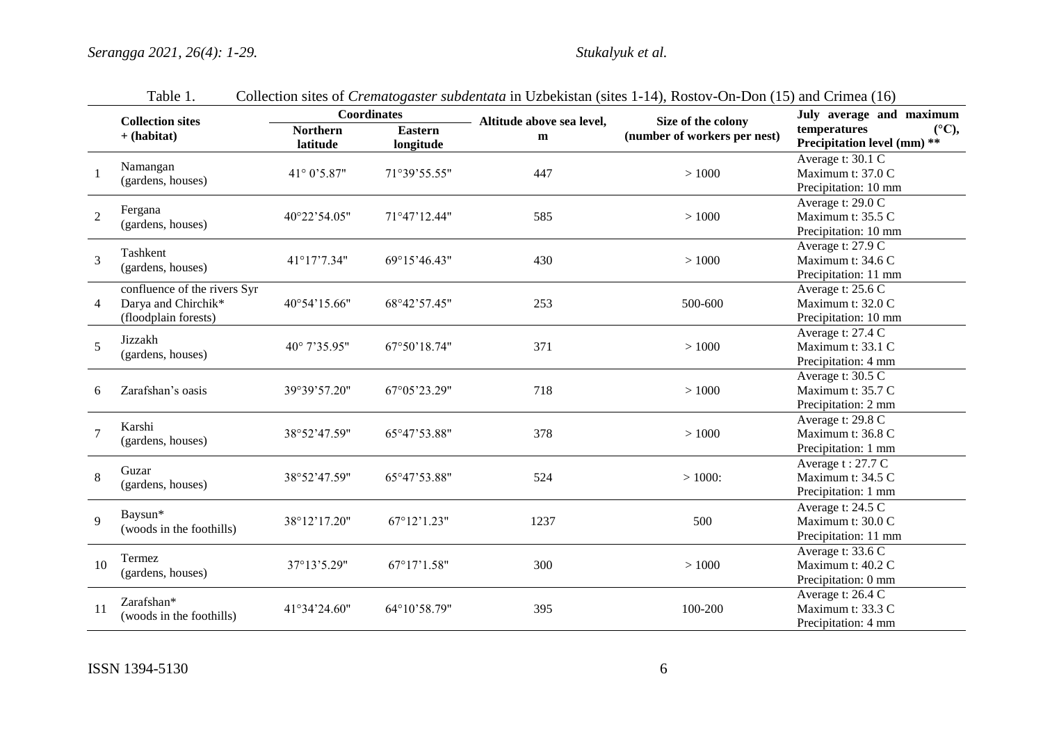Table 1. Collection sites of *Crematogaster subdentata* in Uzbekistan (sites 1-14), Rostov-On-Don (15) and Crimea (16)

| | Collection sites + (habitat) | Coordinates | | Altitude above sea level, m | Size of the colony (number of workers per nest) | July average and maximum temperatures (°C), Precipitation level (mm) ** |
|---|---|---|---|---|---|---|
| | | Northern latitude | Eastern longitude | | | |
| 1 | Namangan (gardens, houses) | 41° 0'5.87" | 71°39'55.55" | 447 | > 1000 | Average t: 30.1 C<br>Maximum t: 37.0 C<br>Precipitation: 10 mm |
| 2 | Fergana (gardens, houses) | 40°22'54.05" | 71°47'12.44" | 585 | > 1000 | Average t: 29.0 C<br>Maximum t: 35.5 C<br>Precipitation: 10 mm |
| 3 | Tashkent (gardens, houses) | 41°17'7.34" | 69°15'46.43" | 430 | > 1000 | Average t: 27.9 C<br>Maximum t: 34.6 C<br>Precipitation: 11 mm |
| 4 | confluence of the rivers Syr Darya and Chirchik* (floodplain forests) | 40°54'15.66" | 68°42'57.45" | 253 | 500-600 | Average t: 25.6 C<br>Maximum t: 32.0 C<br>Precipitation: 10 mm |
| 5 | Jizzakh (gardens, houses) | 40° 7'35.95" | 67°50'18.74" | 371 | > 1000 | Average t: 27.4 C<br>Maximum t: 33.1 C<br>Precipitation: 4 mm |
| 6 | Zarafshan's oasis | 39°39'57.20" | 67°05'23.29" | 718 | > 1000 | Average t: 30.5 C<br>Maximum t: 35.7 C<br>Precipitation: 2 mm |
| 7 | Karshi (gardens, houses) | 38°52'47.59" | 65°47'53.88" | 378 | > 1000 | Average t: 29.8 C<br>Maximum t: 36.8 C<br>Precipitation: 1 mm |
| 8 | Guzar (gardens, houses) | 38°52'47.59" | 65°47'53.88" | 524 | > 1000: | Average t : 27.7 C<br>Maximum t: 34.5 C<br>Precipitation: 1 mm |
| 9 | Baysun* (woods in the foothills) | 38°12'17.20" | 67°12'1.23" | 1237 | 500 | Average t: 24.5 C<br>Maximum t: 30.0 C<br>Precipitation: 11 mm |
| 10 | Termez (gardens, houses) | 37°13'5.29" | 67°17'1.58" | 300 | > 1000 | Average t: 33.6 C<br>Maximum t: 40.2 C<br>Precipitation: 0 mm |
| 11 | Zarafshan* (woods in the foothills) | 41°34'24.60" | 64°10'58.79" | 395 | 100-200 | Average t: 26.4 C<br>Maximum t: 33.3 C<br>Precipitation: 4 mm |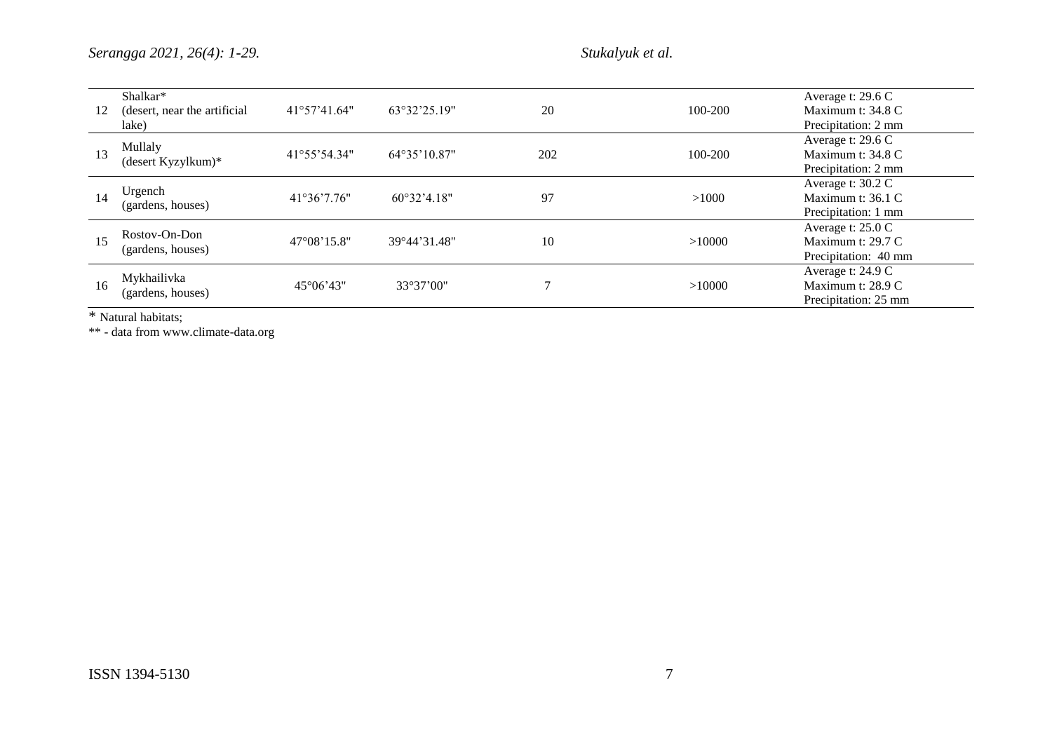| | | | | | | |
|---|---|---|---|---|---|---|
| 12 | Shalkar* (desert, near the artificial lake) | 41°57'41.64" | 63°32'25.19" | 20 | 100-200 | Average t: 29.6 C<br>Maximum t: 34.8 C<br>Precipitation: 2 mm |
| 13 | Mullaly (desert Kyzylkum)* | 41°55'54.34" | 64°35'10.87" | 202 | 100-200 | Average t: 29.6 C<br>Maximum t: 34.8 C<br>Precipitation: 2 mm |
| 14 | Urgench (gardens, houses) | 41°36'7.76" | 60°32'4.18" | 97 | >1000 | Average t: 30.2 C<br>Maximum t: 36.1 C<br>Precipitation: 1 mm |
| 15 | Rostov-On-Don (gardens, houses) | 47°08'15.8" | 39°44'31.48" | 10 | >10000 | Average t: 25.0 C<br>Maximum t: 29.7 C<br>Precipitation: 40 mm |
| 16 | Mykhailivka (gardens, houses) | 45°06'43" | 33°37'00" | 7 | >10000 | Average t: 24.9 C<br>Maximum t: 28.9 C<br>Precipitation: 25 mm |

* Natural habitats;

** - data from www.climate-data.org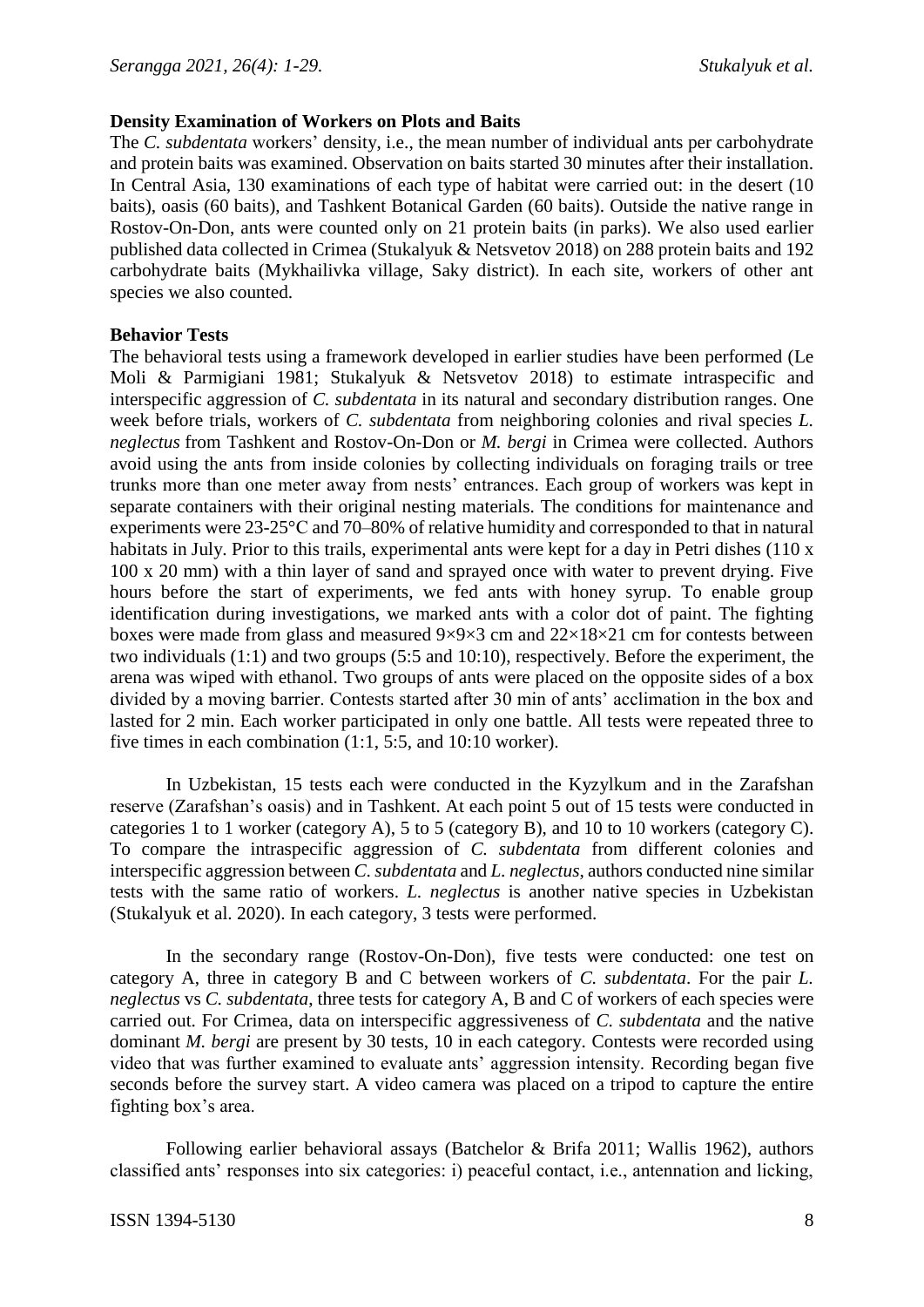**Density Examination of Workers on Plots and Baits**

The *C. subdentata* workers' density, i.e., the mean number of individual ants per carbohydrate and protein baits was examined. Observation on baits started 30 minutes after their installation. In Central Asia, 130 examinations of each type of habitat were carried out: in the desert (10 baits), oasis (60 baits), and Tashkent Botanical Garden (60 baits). Outside the native range in Rostov-On-Don, ants were counted only on 21 protein baits (in parks). We also used earlier published data collected in Crimea (Stukalyuk & Netsvetov 2018) on 288 protein baits and 192 carbohydrate baits (Mykhailivka village, Saky district). In each site, workers of other ant species we also counted.

**Behavior Tests**

The behavioral tests using a framework developed in earlier studies have been performed (Le Moli & Parmigiani 1981; Stukalyuk & Netsvetov 2018) to estimate intraspecific and interspecific aggression of *C. subdentata* in its natural and secondary distribution ranges. One week before trials, workers of *C. subdentata* from neighboring colonies and rival species *L. neglectus* from Tashkent and Rostov-On-Don or *M. bergi* in Crimea were collected. Authors avoid using the ants from inside colonies by collecting individuals on foraging trails or tree trunks more than one meter away from nests' entrances. Each group of workers was kept in separate containers with their original nesting materials. The conditions for maintenance and experiments were 23-25°C and 70–80% of relative humidity and corresponded to that in natural habitats in July. Prior to this trails, experimental ants were kept for a day in Petri dishes (110 x 100 x 20 mm) with a thin layer of sand and sprayed once with water to prevent drying. Five hours before the start of experiments, we fed ants with honey syrup. To enable group identification during investigations, we marked ants with a color dot of paint. The fighting boxes were made from glass and measured 9×9×3 cm and 22×18×21 cm for contests between two individuals (1:1) and two groups (5:5 and 10:10), respectively. Before the experiment, the arena was wiped with ethanol. Two groups of ants were placed on the opposite sides of a box divided by a moving barrier. Contests started after 30 min of ants' acclimation in the box and lasted for 2 min. Each worker participated in only one battle. All tests were repeated three to five times in each combination (1:1, 5:5, and 10:10 worker).

In Uzbekistan, 15 tests each were conducted in the Kyzylkum and in the Zarafshan reserve (Zarafshan's oasis) and in Tashkent. At each point 5 out of 15 tests were conducted in categories 1 to 1 worker (category A), 5 to 5 (category B), and 10 to 10 workers (category C). To compare the intraspecific aggression of *C. subdentata* from different colonies and interspecific aggression between *C. subdentata* and *L. neglectus*, authors conducted nine similar tests with the same ratio of workers. *L. neglectus* is another native species in Uzbekistan (Stukalyuk et al. 2020). In each category, 3 tests were performed.

In the secondary range (Rostov-On-Don), five tests were conducted: one test on category A, three in category B and C between workers of *C. subdentata*. For the pair *L. neglectus* vs *C. subdentata*, three tests for category A, B and C of workers of each species were carried out. For Crimea, data on interspecific aggressiveness of *C. subdentata* and the native dominant *M. bergi* are present by 30 tests, 10 in each category. Contests were recorded using video that was further examined to evaluate ants' aggression intensity. Recording began five seconds before the survey start. A video camera was placed on a tripod to capture the entire fighting box's area.

Following earlier behavioral assays (Batchelor & Brifa 2011; Wallis 1962), authors classified ants' responses into six categories: i) peaceful contact, i.e., antennation and licking,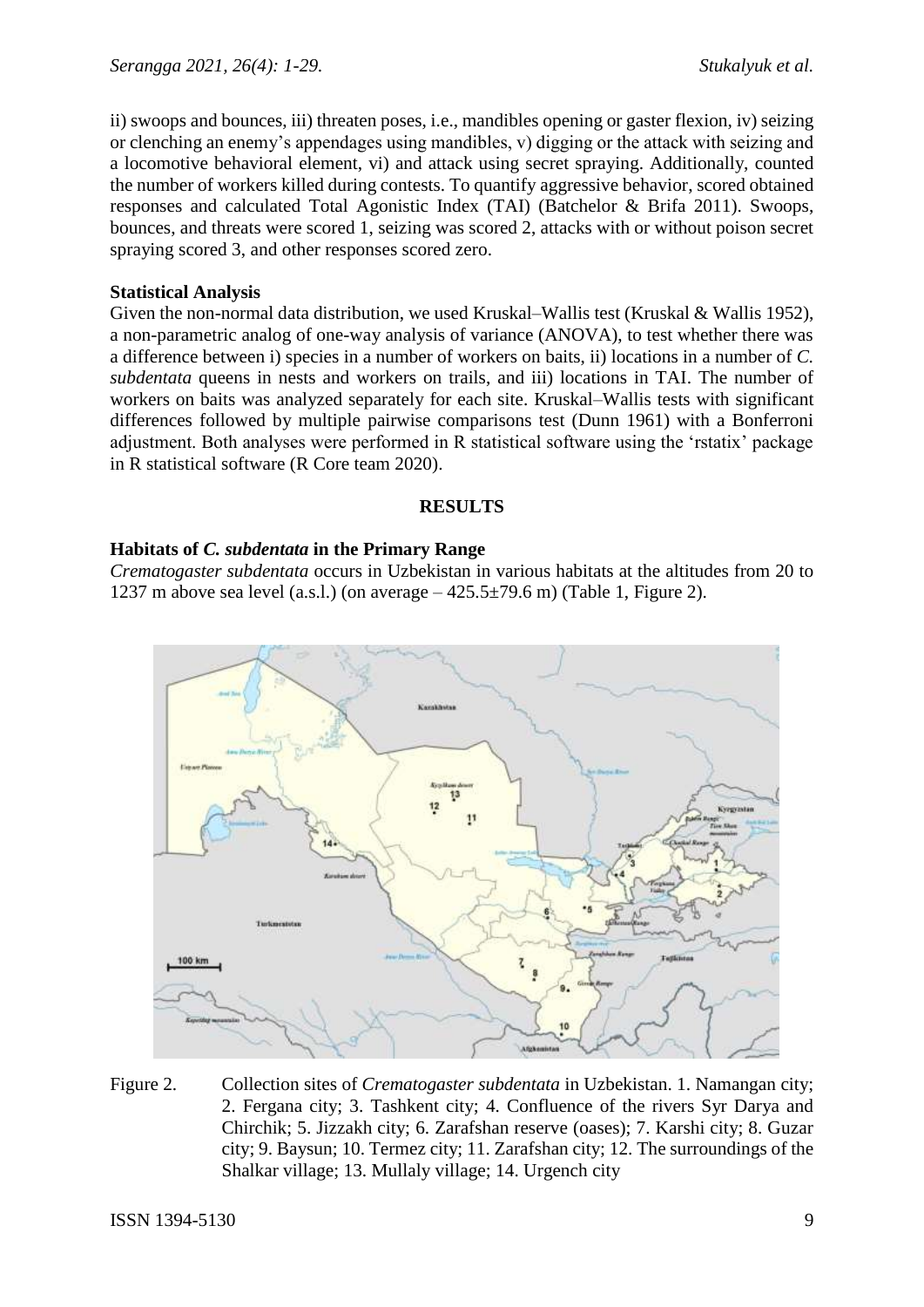ii) swoops and bounces, iii) threaten poses, i.e., mandibles opening or gaster flexion, iv) seizing or clenching an enemy's appendages using mandibles, v) digging or the attack with seizing and a locomotive behavioral element, vi) and attack using secret spraying. Additionally, counted the number of workers killed during contests. To quantify aggressive behavior, scored obtained responses and calculated Total Agonistic Index (TAI) (Batchelor & Brifa 2011). Swoops, bounces, and threats were scored 1, seizing was scored 2, attacks with or without poison secret spraying scored 3, and other responses scored zero.

**Statistical Analysis**

Given the non-normal data distribution, we used Kruskal–Wallis test (Kruskal & Wallis 1952), a non-parametric analog of one-way analysis of variance (ANOVA), to test whether there was a difference between i) species in a number of workers on baits, ii) locations in a number of *C. subdentata* queens in nests and workers on trails, and iii) locations in TAI. The number of workers on baits was analyzed separately for each site. Kruskal–Wallis tests with significant differences followed by multiple pairwise comparisons test (Dunn 1961) with a Bonferroni adjustment. Both analyses were performed in R statistical software using the 'rstatix' package in R statistical software (R Core team 2020).

## RESULTS

### Habitats of *C. subdentata* in the Primary Range

*Crematogaster subdentata* occurs in Uzbekistan in various habitats at the altitudes from 20 to 1237 m above sea level (a.s.l.) (on average – 425.5±79.6 m) (Table 1, Figure 2).

Figure 2. Collection sites of *Crematogaster subdentata* in Uzbekistan. 1. Namangan city; 2. Fergana city; 3. Tashkent city; 4. Confluence of the rivers Syr Darya and Chirchik; 5. Jizzakh city; 6. Zarafshan reserve (oases); 7. Karshi city; 8. Guzar city; 9. Baysun; 10. Termez city; 11. Zarafshan city; 12. The surroundings of the Shalkar village; 13. Mullaly village; 14. Urgench city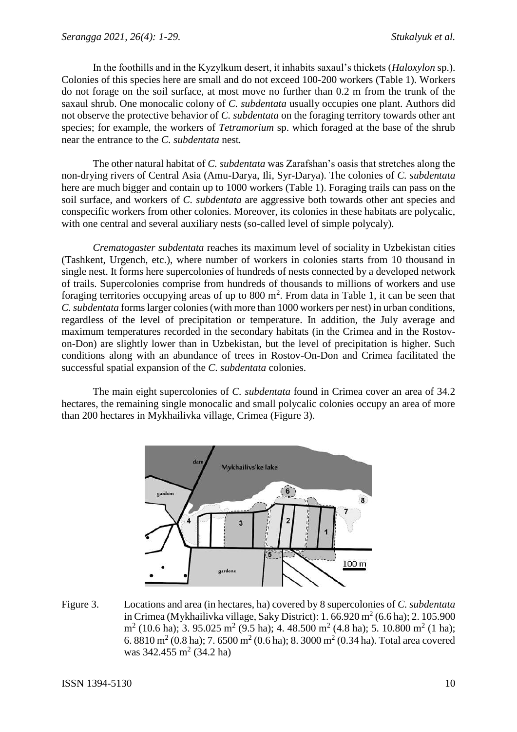In the foothills and in the Kyzylkum desert, it inhabits saxaul's thickets (*Haloxylon* sp.). Colonies of this species here are small and do not exceed 100-200 workers (Table 1). Workers do not forage on the soil surface, at most move no further than 0.2 m from the trunk of the saxaul shrub. One monocalic colony of *C. subdentata* usually occupies one plant. Authors did not observe the protective behavior of *C. subdentata* on the foraging territory towards other ant species; for example, the workers of *Tetramorium* sp. which foraged at the base of the shrub near the entrance to the *C. subdentata* nest.

The other natural habitat of *C. subdentata* was Zarafshan's oasis that stretches along the non-drying rivers of Central Asia (Amu-Darya, Ili, Syr-Darya). The colonies of *C. subdentata* here are much bigger and contain up to 1000 workers (Table 1). Foraging trails can pass on the soil surface, and workers of *C. subdentata* are aggressive both towards other ant species and conspecific workers from other colonies. Moreover, its colonies in these habitats are polycalic, with one central and several auxiliary nests (so-called level of simple polycaly).

*Crematogaster subdentata* reaches its maximum level of sociality in Uzbekistan cities (Tashkent, Urgench, etc.), where number of workers in colonies starts from 10 thousand in single nest. It forms here supercolonies of hundreds of nests connected by a developed network of trails. Supercolonies comprise from hundreds of thousands to millions of workers and use foraging territories occupying areas of up to 800 m$^2$. From data in Table 1, it can be seen that *C. subdentata* forms larger colonies (with more than 1000 workers per nest) in urban conditions, regardless of the level of precipitation or temperature. In addition, the July average and maximum temperatures recorded in the secondary habitats (in the Crimea and in the Rostov-on-Don) are slightly lower than in Uzbekistan, but the level of precipitation is higher. Such conditions along with an abundance of trees in Rostov-On-Don and Crimea facilitated the successful spatial expansion of the *C. subdentata* colonies.

The main eight supercolonies of *C. subdentata* found in Crimea cover an area of 34.2 hectares, the remaining single monocalic and small polycalic colonies occupy an area of more than 200 hectares in Mykhailivka village, Crimea (Figure 3).

Figure 3. Locations and area (in hectares, ha) covered by 8 supercolonies of *C. subdentata* in Crimea (Mykhailivka village, Saky District): 1. 66.920 m$^2$ (6.6 ha); 2. 105.900 m$^2$ (10.6 ha); 3. 95.025 m$^2$ (9.5 ha); 4. 48.500 m$^2$ (4.8 ha); 5. 10.800 m$^2$ (1 ha); 6. 8810 m$^2$ (0.8 ha); 7. 6500 m$^2$ (0.6 ha); 8. 3000 m$^2$ (0.34 ha). Total area covered was 342.455 m$^2$ (34.2 ha)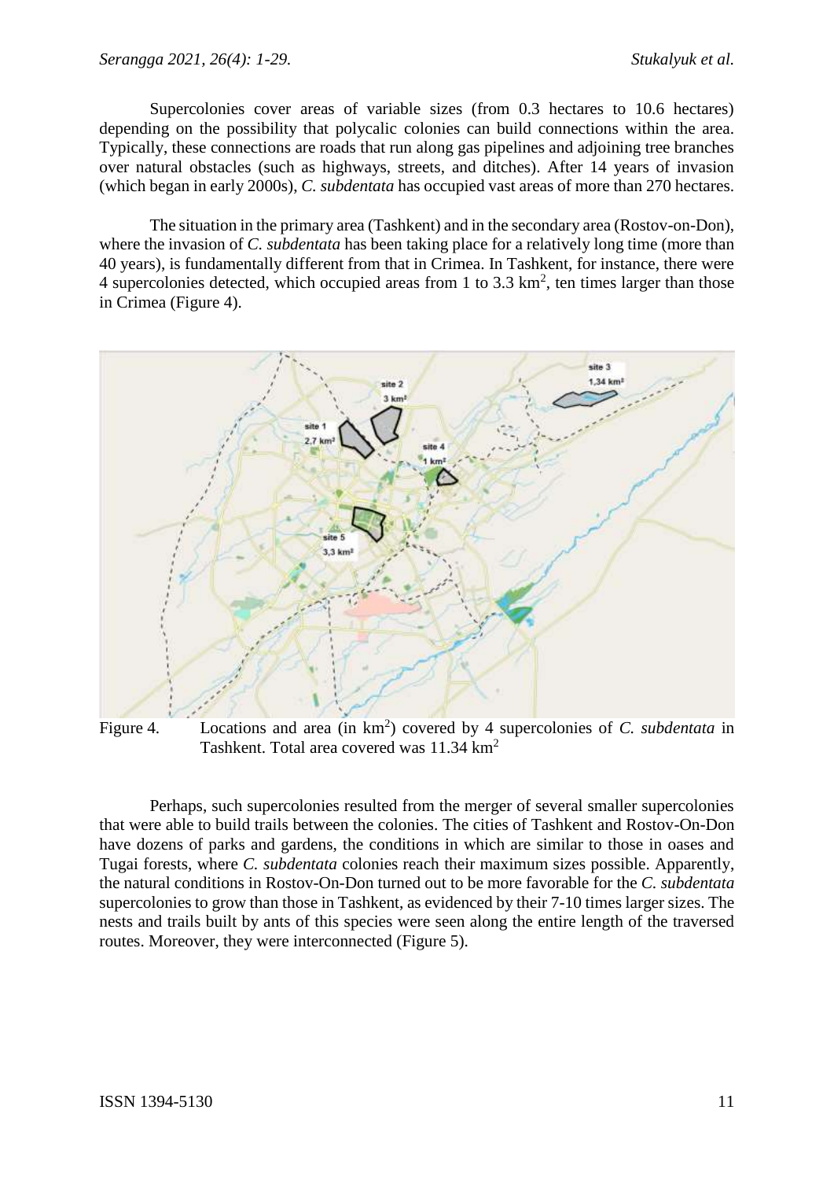Supercolonies cover areas of variable sizes (from 0.3 hectares to 10.6 hectares) depending on the possibility that polycalic colonies can build connections within the area. Typically, these connections are roads that run along gas pipelines and adjoining tree branches over natural obstacles (such as highways, streets, and ditches). After 14 years of invasion (which began in early 2000s), *C. subdentata* has occupied vast areas of more than 270 hectares.

The situation in the primary area (Tashkent) and in the secondary area (Rostov-on-Don), where the invasion of *C. subdentata* has been taking place for a relatively long time (more than 40 years), is fundamentally different from that in Crimea. In Tashkent, for instance, there were 4 supercolonies detected, which occupied areas from 1 to 3.3 km$^2$, ten times larger than those in Crimea (Figure 4).

Figure 4. Locations and area (in km$^2$) covered by 4 supercolonies of *C. subdentata* in Tashkent. Total area covered was 11.34 km$^2$

Perhaps, such supercolonies resulted from the merger of several smaller supercolonies that were able to build trails between the colonies. The cities of Tashkent and Rostov-On-Don have dozens of parks and gardens, the conditions in which are similar to those in oases and Tugai forests, where *C. subdentata* colonies reach their maximum sizes possible. Apparently, the natural conditions in Rostov-On-Don turned out to be more favorable for the *C. subdentata* supercolonies to grow than those in Tashkent, as evidenced by their 7-10 times larger sizes. The nests and trails built by ants of this species were seen along the entire length of the traversed routes. Moreover, they were interconnected (Figure 5).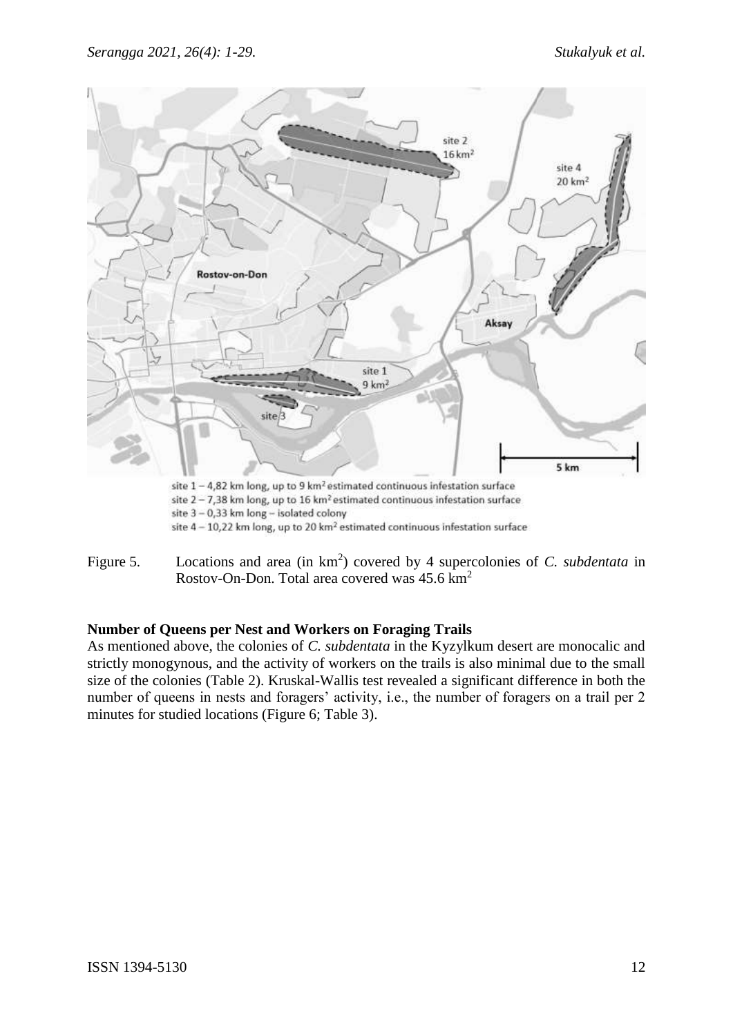site 1 – 4,82 km long, up to 9 km² estimated continuous infestation surface
site 2 – 7,38 km long, up to 16 km² estimated continuous infestation surface
site 3 – 0,33 km long – isolated colony
site 4 – 10,22 km long, up to 20 km² estimated continuous infestation surface

Figure 5. Locations and area (in km$^2$) covered by 4 supercolonies of *C. subdentata* in Rostov-On-Don. Total area covered was 45.6 km$^2$

**Number of Queens per Nest and Workers on Foraging Trails**

As mentioned above, the colonies of *C. subdentata* in the Kyzylkum desert are monocalic and strictly monogynous, and the activity of workers on the trails is also minimal due to the small size of the colonies (Table 2). Kruskal-Wallis test revealed a significant difference in both the number of queens in nests and foragers' activity, i.e., the number of foragers on a trail per 2 minutes for studied locations (Figure 6; Table 3).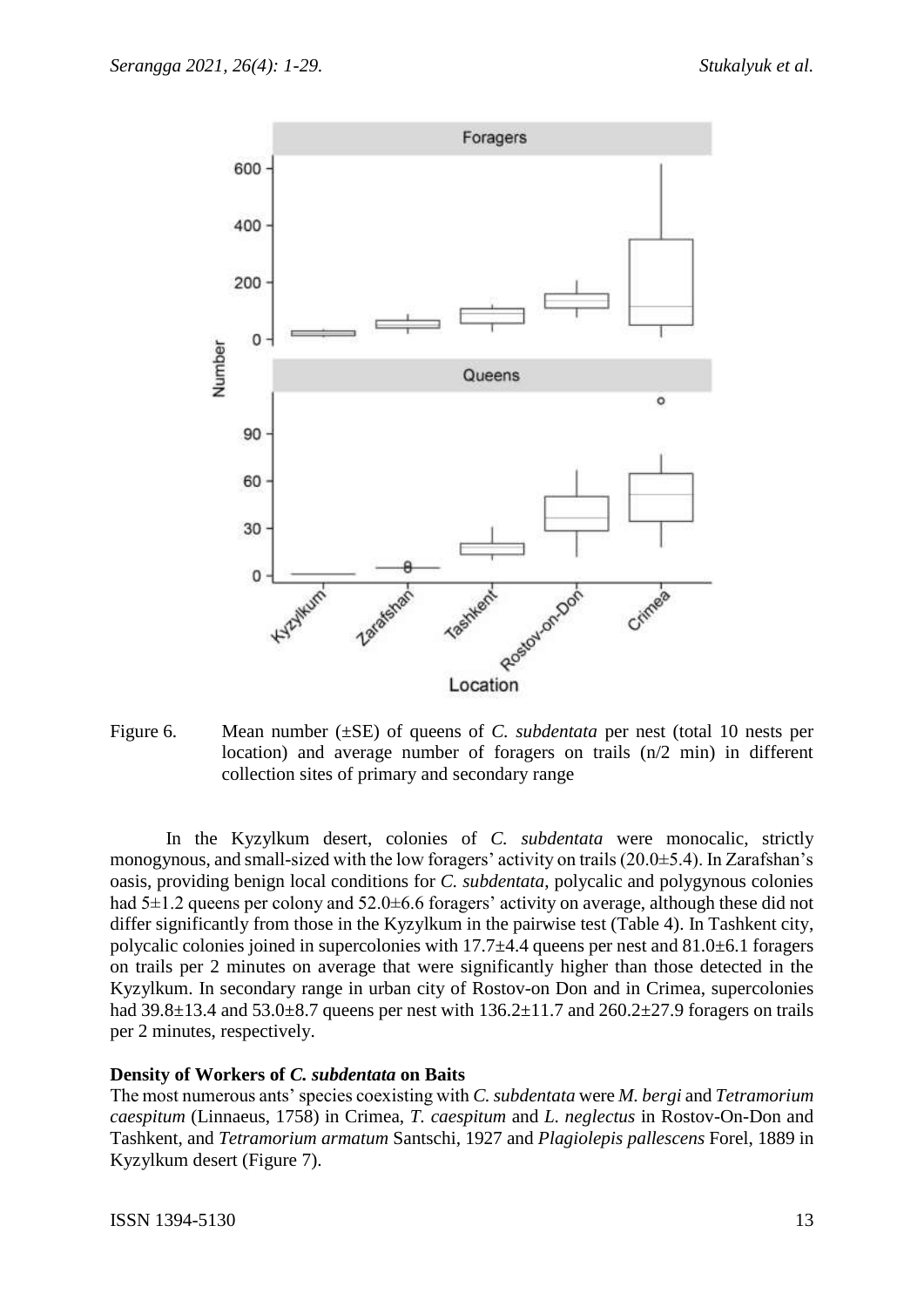Figure 6. Mean number (±SE) of queens of *C. subdentata* per nest (total 10 nests per location) and average number of foragers on trails (n/2 min) in different collection sites of primary and secondary range

In the Kyzylkum desert, colonies of *C. subdentata* were monocalic, strictly monogynous, and small-sized with the low foragers' activity on trails (20.0±5.4). In Zarafshan's oasis, providing benign local conditions for *C. subdentata*, polycalic and polygynous colonies had 5±1.2 queens per colony and 52.0±6.6 foragers' activity on average, although these did not differ significantly from those in the Kyzylkum in the pairwise test (Table 4). In Tashkent city, polycalic colonies joined in supercolonies with 17.7±4.4 queens per nest and 81.0±6.1 foragers on trails per 2 minutes on average that were significantly higher than those detected in the Kyzylkum. In secondary range in urban city of Rostov-on Don and in Crimea, supercolonies had 39.8±13.4 and 53.0±8.7 queens per nest with 136.2±11.7 and 260.2±27.9 foragers on trails per 2 minutes, respectively.

**Density of Workers of *C. subdentata* on Baits**

The most numerous ants' species coexisting with *C. subdentata* were *M. bergi* and *Tetramorium caespitum* (Linnaeus, 1758) in Crimea, *T. caespitum* and *L. neglectus* in Rostov-On-Don and Tashkent, and *Tetramorium armatum* Santschi, 1927 and *Plagiolepis pallescens* Forel, 1889 in Kyzylkum desert (Figure 7).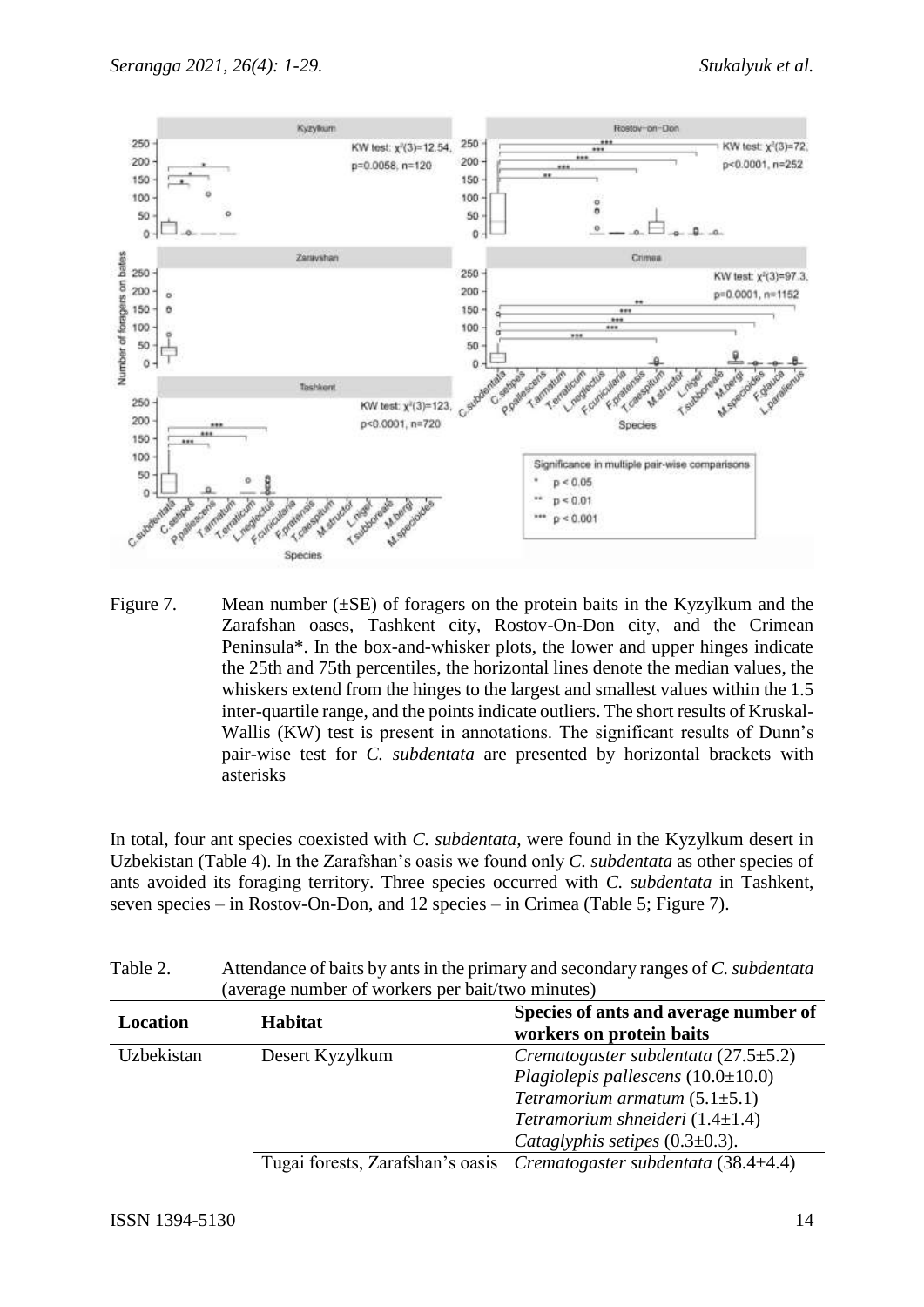Figure 7. Mean number (±SE) of foragers on the protein baits in the Kyzylkum and the Zarafshan oases, Tashkent city, Rostov-On-Don city, and the Crimean Peninsula*. In the box-and-whisker plots, the lower and upper hinges indicate the 25th and 75th percentiles, the horizontal lines denote the median values, the whiskers extend from the hinges to the largest and smallest values within the 1.5 inter-quartile range, and the points indicate outliers. The short results of Kruskal-Wallis (KW) test is present in annotations. The significant results of Dunn's pair-wise test for *C. subdentata* are presented by horizontal brackets with asterisks

In total, four ant species coexisted with *C. subdentata,* were found in the Kyzylkum desert in Uzbekistan (Table 4). In the Zarafshan's oasis we found only *C. subdentata* as other species of ants avoided its foraging territory. Three species occurred with *C. subdentata* in Tashkent, seven species – in Rostov-On-Don, and 12 species – in Crimea (Table 5; Figure 7).

Table 2. Attendance of baits by ants in the primary and secondary ranges of *C. subdentata* (average number of workers per bait/two minutes)

| Location | Habitat | Species of ants and average number of workers on protein baits |
|---|---|---|
| Uzbekistan | Desert Kyzylkum | *Crematogaster subdentata* (27.5±5.2)<br>*Plagiolepis pallescens* (10.0±10.0)<br>*Tetramorium armatum* (5.1±5.1)<br>*Tetramorium shneideri* (1.4±1.4)<br>*Cataglyphis setipes* (0.3±0.3). |
| | Tugai forests, Zarafshan's oasis | *Crematogaster subdentata* (38.4±4.4) |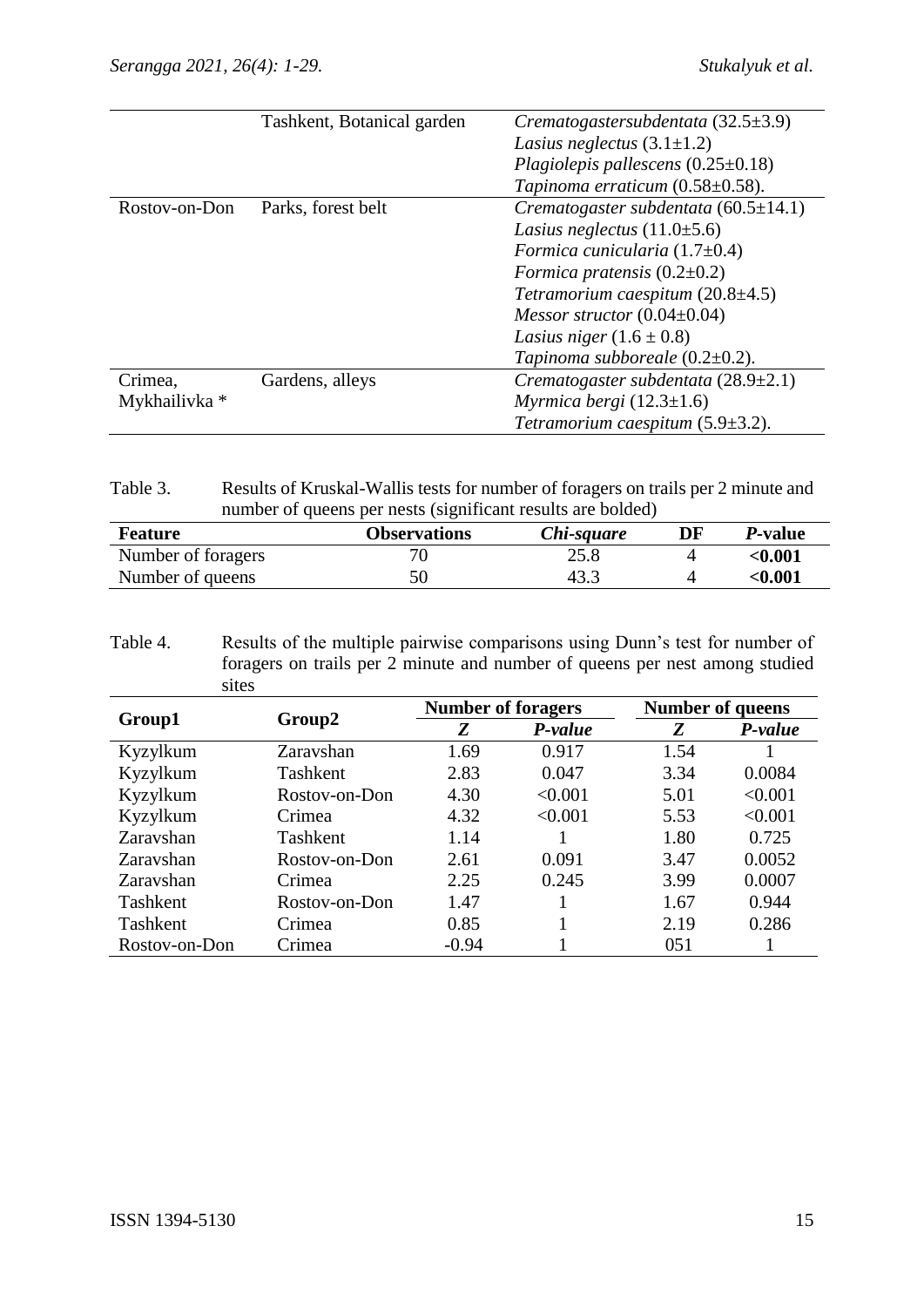| | Tashkent, Botanical garden | *Crematogastersubdentata* (32.5±3.9)<br>*Lasius neglectus* (3.1±1.2)<br>*Plagiolepis pallescens* (0.25±0.18)<br>*Tapinoma erraticum* (0.58±0.58). |
|---|---|---|
| Rostov-on-Don | Parks, forest belt | *Crematogaster subdentata* (60.5±14.1)<br>*Lasius neglectus* (11.0±5.6)<br>*Formica cunicularia* (1.7±0.4)<br>*Formica pratensis* (0.2±0.2)<br>*Tetramorium caespitum* (20.8±4.5)<br>*Messor structor* (0.04±0.04)<br>*Lasius niger* (1.6 ± 0.8)<br>*Tapinoma subboreale* (0.2±0.2). |
| Crimea, Mykhailivka * | Gardens, alleys | *Crematogaster subdentata* (28.9±2.1)<br>*Myrmica bergi* (12.3±1.6)<br>*Tetramorium caespitum* (5.9±3.2). |

Table 3. Results of Kruskal-Wallis tests for number of foragers on trails per 2 minute and number of queens per nests (significant results are bolded)

| **Feature** | **Observations** | ***Chi-square*** | **DF** | ***P*-value** |
|---|---|---|---|---|
| Number of foragers | 70 | 25.8 | 4 | **<0.001** |
| Number of queens | 50 | 43.3 | 4 | **<0.001** |

Table 4. Results of the multiple pairwise comparisons using Dunn's test for number of foragers on trails per 2 minute and number of queens per nest among studied sites

| **Group1** | **Group2** | **Number of foragers** | | **Number of queens** | |
|---|---|---|---|---|---|
| | | ***Z*** | ***P-value*** | ***Z*** | ***P-value*** |
| Kyzylkum | Zaravshan | 1.69 | 0.917 | 1.54 | 1 |
| Kyzylkum | Tashkent | 2.83 | 0.047 | 3.34 | 0.0084 |
| Kyzylkum | Rostov-on-Don | 4.30 | <0.001 | 5.01 | <0.001 |
| Kyzylkum | Crimea | 4.32 | <0.001 | 5.53 | <0.001 |
| Zaravshan | Tashkent | 1.14 | 1 | 1.80 | 0.725 |
| Zaravshan | Rostov-on-Don | 2.61 | 0.091 | 3.47 | 0.0052 |
| Zaravshan | Crimea | 2.25 | 0.245 | 3.99 | 0.0007 |
| Tashkent | Rostov-on-Don | 1.47 | 1 | 1.67 | 0.944 |
| Tashkent | Crimea | 0.85 | 1 | 2.19 | 0.286 |
| Rostov-on-Don | Crimea | -0.94 | 1 | 051 | 1 |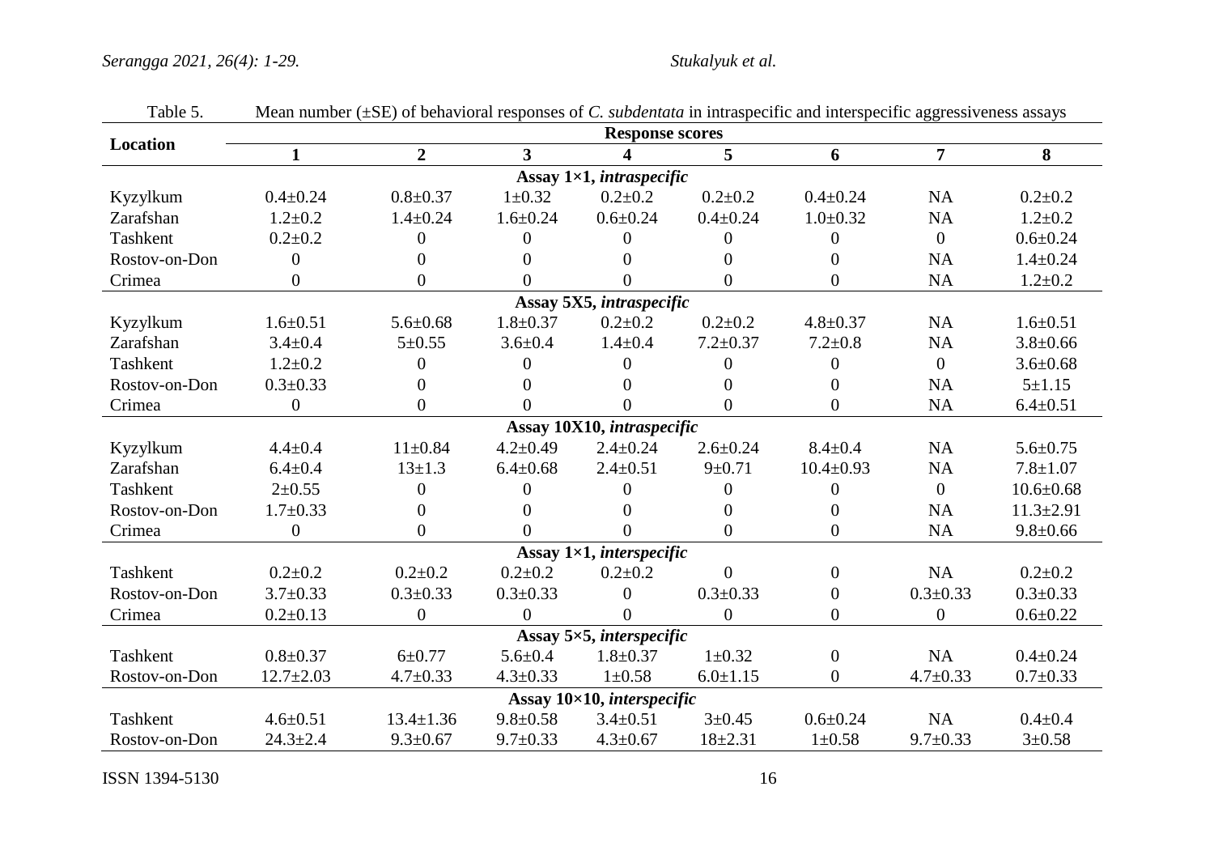Table 5. Mean number (±SE) of behavioral responses of *C. subdentata* in intraspecific and interspecific aggressiveness assays

| Location | Response scores | | | | | | | |
|---|---|---|---|---|---|---|---|---|
| | 1 | 2 | 3 | 4 | 5 | 6 | 7 | 8 |
| **Assay 1×1, *intraspecific*** | | | | | | | | |
| Kyzylkum | 0.4±0.24 | 0.8±0.37 | 1±0.32 | 0.2±0.2 | 0.2±0.2 | 0.4±0.24 | NA | 0.2±0.2 |
| Zarafshan | 1.2±0.2 | 1.4±0.24 | 1.6±0.24 | 0.6±0.24 | 0.4±0.24 | 1.0±0.32 | NA | 1.2±0.2 |
| Tashkent | 0.2±0.2 | 0 | 0 | 0 | 0 | 0 | 0 | 0.6±0.24 |
| Rostov-on-Don | 0 | 0 | 0 | 0 | 0 | 0 | NA | 1.4±0.24 |
| Crimea | 0 | 0 | 0 | 0 | 0 | 0 | NA | 1.2±0.2 |
| **Assay 5X5, *intraspecific*** | | | | | | | | |
| Kyzylkum | 1.6±0.51 | 5.6±0.68 | 1.8±0.37 | 0.2±0.2 | 0.2±0.2 | 4.8±0.37 | NA | 1.6±0.51 |
| Zarafshan | 3.4±0.4 | 5±0.55 | 3.6±0.4 | 1.4±0.4 | 7.2±0.37 | 7.2±0.8 | NA | 3.8±0.66 |
| Tashkent | 1.2±0.2 | 0 | 0 | 0 | 0 | 0 | 0 | 3.6±0.68 |
| Rostov-on-Don | 0.3±0.33 | 0 | 0 | 0 | 0 | 0 | NA | 5±1.15 |
| Crimea | 0 | 0 | 0 | 0 | 0 | 0 | NA | 6.4±0.51 |
| **Assay 10X10, *intraspecific*** | | | | | | | | |
| Kyzylkum | 4.4±0.4 | 11±0.84 | 4.2±0.49 | 2.4±0.24 | 2.6±0.24 | 8.4±0.4 | NA | 5.6±0.75 |
| Zarafshan | 6.4±0.4 | 13±1.3 | 6.4±0.68 | 2.4±0.51 | 9±0.71 | 10.4±0.93 | NA | 7.8±1.07 |
| Tashkent | 2±0.55 | 0 | 0 | 0 | 0 | 0 | 0 | 10.6±0.68 |
| Rostov-on-Don | 1.7±0.33 | 0 | 0 | 0 | 0 | 0 | NA | 11.3±2.91 |
| Crimea | 0 | 0 | 0 | 0 | 0 | 0 | NA | 9.8±0.66 |
| **Assay 1×1, *interspecific*** | | | | | | | | |
| Tashkent | 0.2±0.2 | 0.2±0.2 | 0.2±0.2 | 0.2±0.2 | 0 | 0 | NA | 0.2±0.2 |
| Rostov-on-Don | 3.7±0.33 | 0.3±0.33 | 0.3±0.33 | 0 | 0.3±0.33 | 0 | 0.3±0.33 | 0.3±0.33 |
| Crimea | 0.2±0.13 | 0 | 0 | 0 | 0 | 0 | 0 | 0.6±0.22 |
| **Assay 5×5, *interspecific*** | | | | | | | | |
| Tashkent | 0.8±0.37 | 6±0.77 | 5.6±0.4 | 1.8±0.37 | 1±0.32 | 0 | NA | 0.4±0.24 |
| Rostov-on-Don | 12.7±2.03 | 4.7±0.33 | 4.3±0.33 | 1±0.58 | 6.0±1.15 | 0 | 4.7±0.33 | 0.7±0.33 |
| **Assay 10×10, *interspecific*** | | | | | | | | |
| Tashkent | 4.6±0.51 | 13.4±1.36 | 9.8±0.58 | 3.4±0.51 | 3±0.45 | 0.6±0.24 | NA | 0.4±0.4 |
| Rostov-on-Don | 24.3±2.4 | 9.3±0.67 | 9.7±0.33 | 4.3±0.67 | 18±2.31 | 1±0.58 | 9.7±0.33 | 3±0.58 |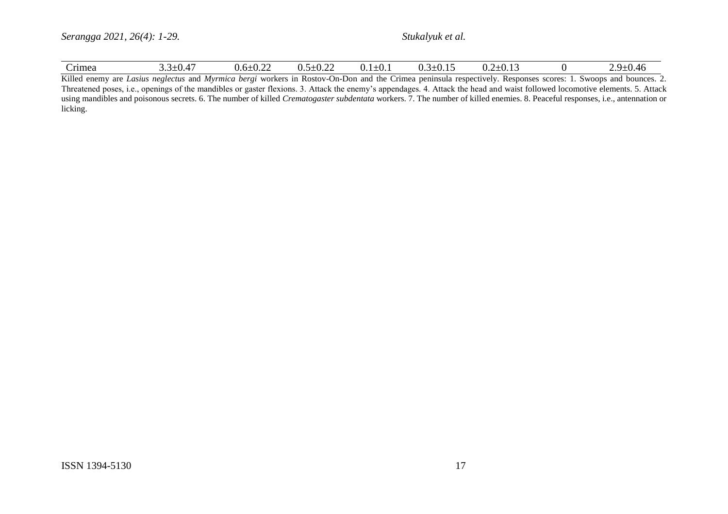| | | | | | | | | |
|---|---|---|---|---|---|---|---|---|
| Crimea | 3.3±0.47 | 0.6±0.22 | 0.5±0.22 | 0.1±0.1 | 0.3±0.15 | 0.2±0.13 | 0 | 2.9±0.46 |

Killed enemy are *Lasius neglectus* and *Myrmica bergi* workers in Rostov-On-Don and the Crimea peninsula respectively. Responses scores: 1. Swoops and bounces. 2. Threatened poses, i.e., openings of the mandibles or gaster flexions. 3. Attack the enemy's appendages. 4. Attack the head and waist followed locomotive elements. 5. Attack using mandibles and poisonous secrets. 6. The number of killed *Crematogaster subdentata* workers. 7. The number of killed enemies. 8. Peaceful responses, i.e., antennation or licking.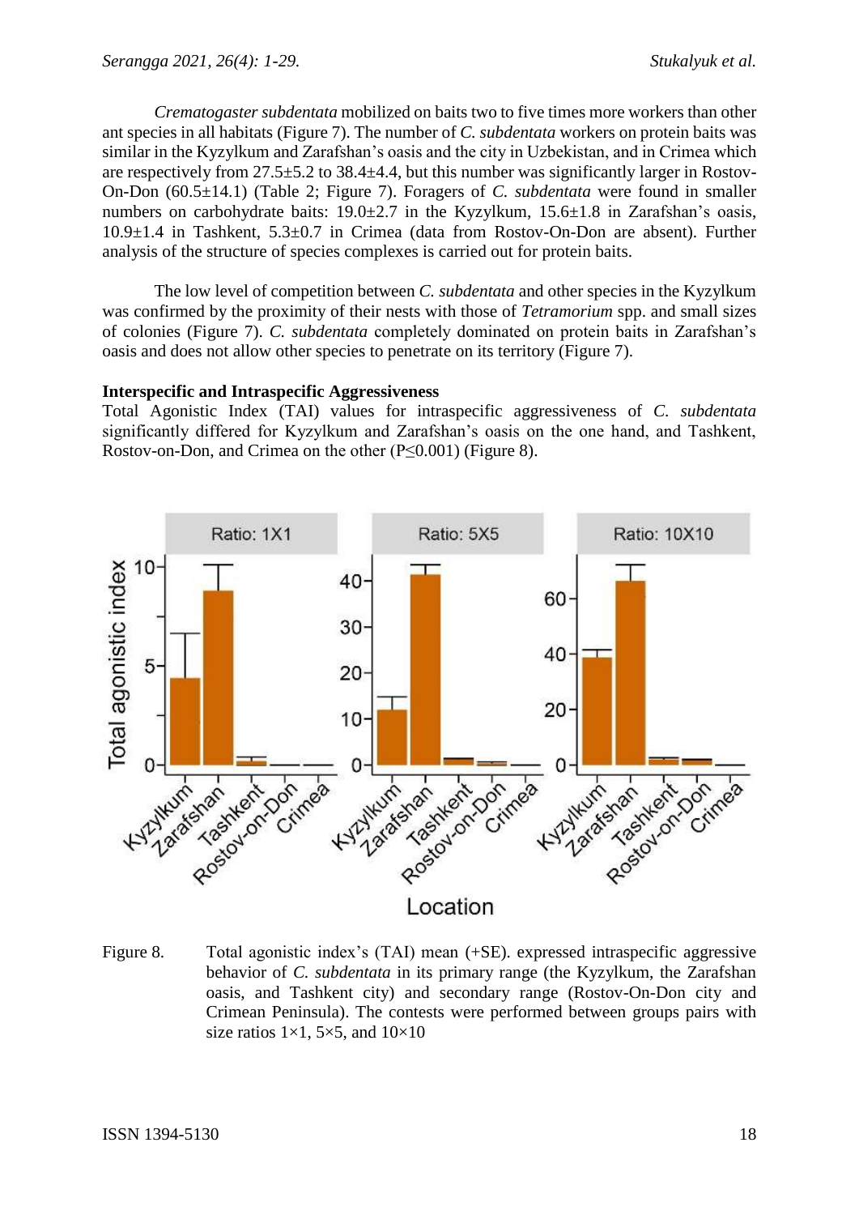*Crematogaster subdentata* mobilized on baits two to five times more workers than other ant species in all habitats (Figure 7). The number of *C. subdentata* workers on protein baits was similar in the Kyzylkum and Zarafshan's oasis and the city in Uzbekistan, and in Crimea which are respectively from 27.5±5.2 to 38.4±4.4, but this number was significantly larger in Rostov-On-Don (60.5±14.1) (Table 2; Figure 7). Foragers of *C. subdentata* were found in smaller numbers on carbohydrate baits: 19.0±2.7 in the Kyzylkum, 15.6±1.8 in Zarafshan's oasis, 10.9±1.4 in Tashkent, 5.3±0.7 in Crimea (data from Rostov-On-Don are absent). Further analysis of the structure of species complexes is carried out for protein baits.

The low level of competition between *C. subdentata* and other species in the Kyzylkum was confirmed by the proximity of their nests with those of *Tetramorium* spp. and small sizes of colonies (Figure 7). *C. subdentata* completely dominated on protein baits in Zarafshan's oasis and does not allow other species to penetrate on its territory (Figure 7).

**Interspecific and Intraspecific Aggressiveness**

Total Agonistic Index (TAI) values for intraspecific aggressiveness of *C. subdentata* significantly differed for Kyzylkum and Zarafshan's oasis on the one hand, and Tashkent, Rostov-on-Don, and Crimea on the other ($P \leq 0.001$) (Figure 8).

Figure 8. Total agonistic index's (TAI) mean (+SE). expressed intraspecific aggressive behavior of *C. subdentata* in its primary range (the Kyzylkum, the Zarafshan oasis, and Tashkent city) and secondary range (Rostov-On-Don city and Crimean Peninsula). The contests were performed between groups pairs with size ratios 1×1, 5×5, and 10×10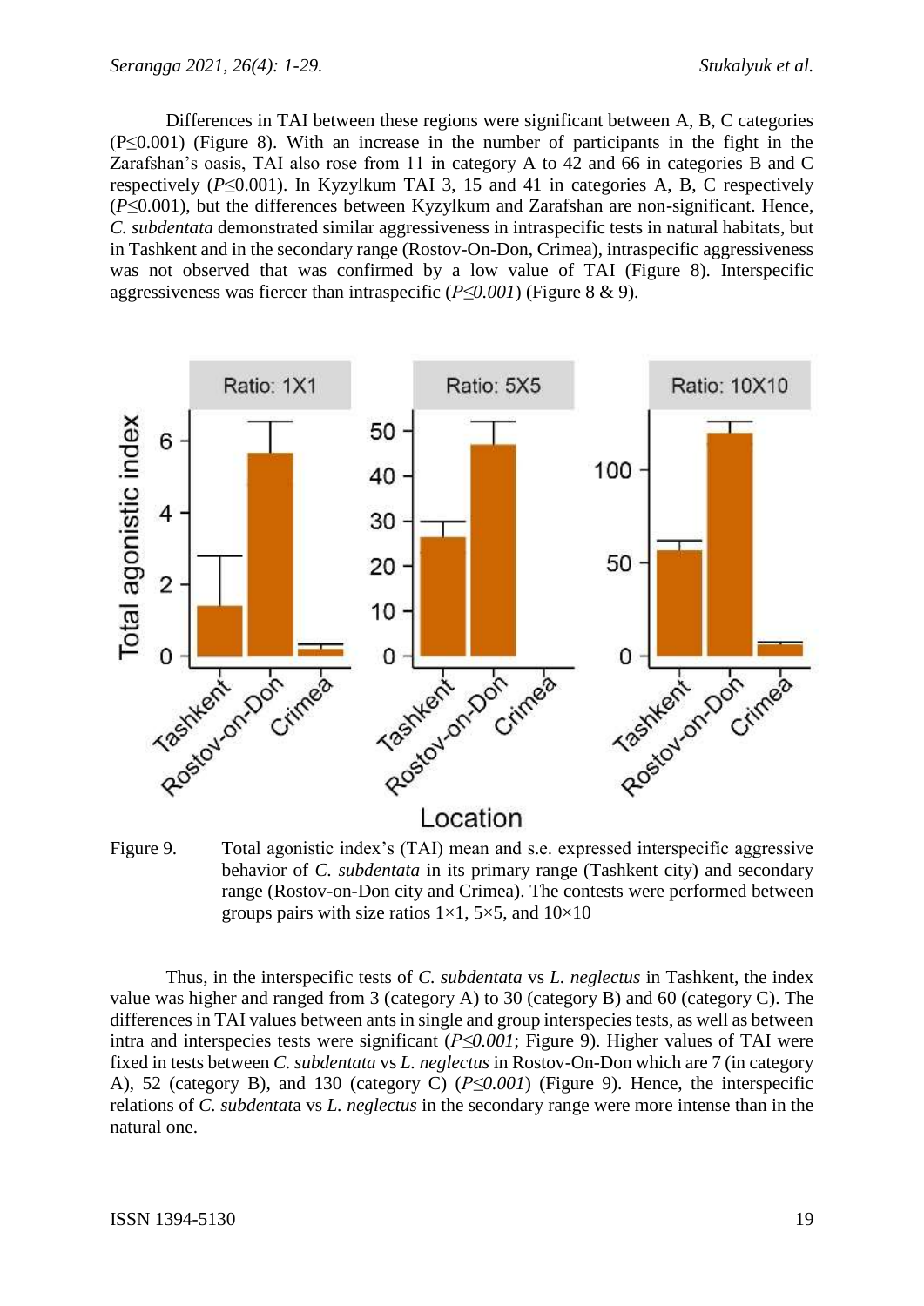Differences in TAI between these regions were significant between A, B, C categories ($P \leq 0.001$) (Figure 8). With an increase in the number of participants in the fight in the Zarafshan's oasis, TAI also rose from 11 in category A to 42 and 66 in categories B and C respectively ($P \leq 0.001$). In Kyzylkum TAI 3, 15 and 41 in categories A, B, C respectively ($P \leq 0.001$), but the differences between Kyzylkum and Zarafshan are non-significant. Hence, *C. subdentata* demonstrated similar aggressiveness in intraspecific tests in natural habitats, but in Tashkent and in the secondary range (Rostov-On-Don, Crimea), intraspecific aggressiveness was not observed that was confirmed by a low value of TAI (Figure 8). Interspecific aggressiveness was fiercer than intraspecific ($P \leq 0.001$) (Figure 8 & 9).

Figure 9. Total agonistic index's (TAI) mean and s.e. expressed interspecific aggressive behavior of *C. subdentata* in its primary range (Tashkent city) and secondary range (Rostov-on-Don city and Crimea). The contests were performed between groups pairs with size ratios 1×1, 5×5, and 10×10

Thus, in the interspecific tests of *C. subdentata* vs *L. neglectus* in Tashkent, the index value was higher and ranged from 3 (category A) to 30 (category B) and 60 (category C). The differences in TAI values between ants in single and group interspecies tests, as well as between intra and interspecies tests were significant ($P \leq 0.001$; Figure 9). Higher values of TAI were fixed in tests between *C. subdentata* vs *L. neglectus* in Rostov-On-Don which are 7 (in category A), 52 (category B), and 130 (category C) ($P \leq 0.001$) (Figure 9). Hence, the interspecific relations of *C. subdentata* vs *L. neglectus* in the secondary range were more intense than in the natural one.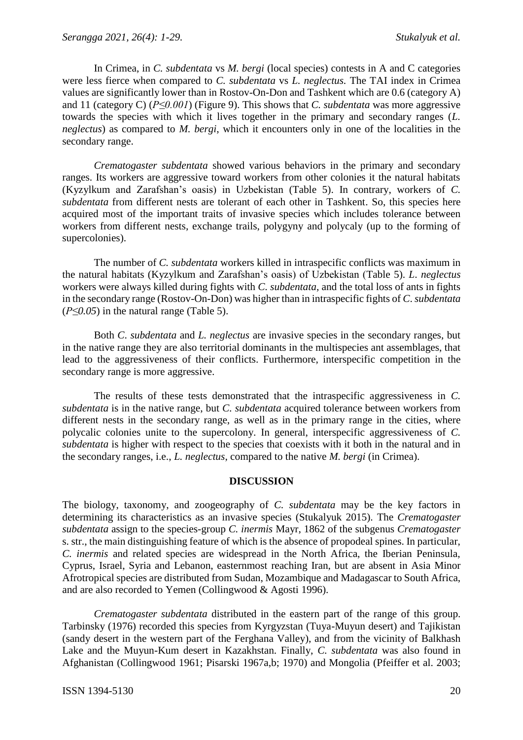In Crimea, in *C. subdentata* vs *M. bergi* (local species) contests in A and C categories were less fierce when compared to *C. subdentata* vs *L. neglectus.* The TAI index in Crimea values are significantly lower than in Rostov-On-Don and Tashkent which are 0.6 (category A) and 11 (category C) ($P \leq 0.001$) (Figure 9). This shows that *C. subdentata* was more aggressive towards the species with which it lives together in the primary and secondary ranges (*L. neglectus*) as compared to *M. bergi*, which it encounters only in one of the localities in the secondary range.

*Crematogaster subdentata* showed various behaviors in the primary and secondary ranges. Its workers are aggressive toward workers from other colonies it the natural habitats (Kyzylkum and Zarafshan's oasis) in Uzbekistan (Table 5). In contrary, workers of *C. subdentata* from different nests are tolerant of each other in Tashkent. So, this species here acquired most of the important traits of invasive species which includes tolerance between workers from different nests, exchange trails, polygyny and polycaly (up to the forming of supercolonies).

The number of *C. subdentata* workers killed in intraspecific conflicts was maximum in the natural habitats (Kyzylkum and Zarafshan's oasis) of Uzbekistan (Table 5). *L. neglectus* workers were always killed during fights with *C. subdentata*, and the total loss of ants in fights in the secondary range (Rostov-On-Don) was higher than in intraspecific fights of *C. subdentata* ($P \leq 0.05$) in the natural range (Table 5).

Both *C. subdentata* and *L. neglectus* are invasive species in the secondary ranges, but in the native range they are also territorial dominants in the multispecies ant assemblages, that lead to the aggressiveness of their conflicts. Furthermore, interspecific competition in the secondary range is more aggressive.

The results of these tests demonstrated that the intraspecific aggressiveness in *C. subdentata* is in the native range, but *C. subdentata* acquired tolerance between workers from different nests in the secondary range, as well as in the primary range in the cities, where polycalic colonies unite to the supercolony. In general, interspecific aggressiveness of *C. subdentata* is higher with respect to the species that coexists with it both in the natural and in the secondary ranges, i.e., *L. neglectus*, compared to the native *M. bergi* (in Crimea).

## DISCUSSION

The biology, taxonomy, and zoogeography of *C. subdentata* may be the key factors in determining its characteristics as an invasive species (Stukalyuk 2015). The *Crematogaster subdentata* assign to the species-group *C. inermis* Mayr, 1862 of the subgenus *Crematogaster* s. str., the main distinguishing feature of which is the absence of propodeal spines. In particular, *C. inermis* and related species are widespread in the North Africa, the Iberian Peninsula, Cyprus, Israel, Syria and Lebanon, easternmost reaching Iran, but are absent in Asia Minor Afrotropical species are distributed from Sudan, Mozambique and Madagascar to South Africa, and are also recorded to Yemen (Collingwood & Agosti 1996).

*Crematogaster subdentata* distributed in the eastern part of the range of this group. Tarbinsky (1976) recorded this species from Kyrgyzstan (Tuya-Muyun desert) and Tajikistan (sandy desert in the western part of the Ferghana Valley), and from the vicinity of Balkhash Lake and the Muyun-Kum desert in Kazakhstan. Finally, *C. subdentata* was also found in Afghanistan (Collingwood 1961; Pisarski 1967a,b; 1970) and Mongolia (Pfeiffer et al. 2003;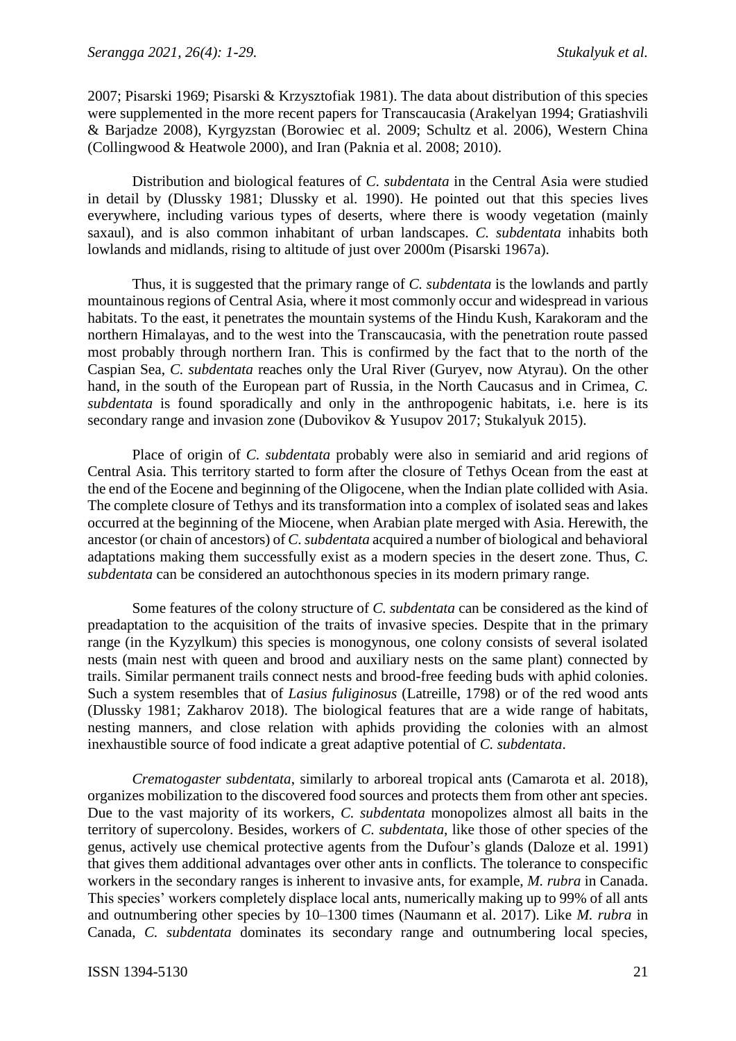2007; Pisarski 1969; Pisarski & Krzysztofiak 1981). The data about distribution of this species were supplemented in the more recent papers for Transcaucasia (Arakelyan 1994; Gratiashvili & Barjadze 2008), Kyrgyzstan (Borowiec et al. 2009; Schultz et al. 2006), Western China (Collingwood & Heatwole 2000), and Iran (Paknia et al. 2008; 2010).

Distribution and biological features of *C. subdentata* in the Central Asia were studied in detail by (Dlussky 1981; Dlussky et al. 1990). He pointed out that this species lives everywhere, including various types of deserts, where there is woody vegetation (mainly saxaul), and is also common inhabitant of urban landscapes. *C. subdentata* inhabits both lowlands and midlands, rising to altitude of just over 2000m (Pisarski 1967a).

Thus, it is suggested that the primary range of *C. subdentata* is the lowlands and partly mountainous regions of Central Asia, where it most commonly occur and widespread in various habitats. To the east, it penetrates the mountain systems of the Hindu Kush, Karakoram and the northern Himalayas, and to the west into the Transcaucasia, with the penetration route passed most probably through northern Iran. This is confirmed by the fact that to the north of the Caspian Sea, *C. subdentata* reaches only the Ural River (Guryev, now Atyrau). On the other hand, in the south of the European part of Russia, in the North Caucasus and in Crimea, *C. subdentata* is found sporadically and only in the anthropogenic habitats, i.e. here is its secondary range and invasion zone (Dubovikov & Yusupov 2017; Stukalyuk 2015).

Place of origin of *C. subdentata* probably were also in semiarid and arid regions of Central Asia. This territory started to form after the closure of Tethys Ocean from the east at the end of the Eocene and beginning of the Oligocene, when the Indian plate collided with Asia. The complete closure of Tethys and its transformation into a complex of isolated seas and lakes occurred at the beginning of the Miocene, when Arabian plate merged with Asia. Herewith, the ancestor (or chain of ancestors) of *C. subdentata* acquired a number of biological and behavioral adaptations making them successfully exist as a modern species in the desert zone. Thus, *C. subdentata* can be considered an autochthonous species in its modern primary range.

Some features of the colony structure of *C. subdentata* can be considered as the kind of preadaptation to the acquisition of the traits of invasive species. Despite that in the primary range (in the Kyzylkum) this species is monogynous, one colony consists of several isolated nests (main nest with queen and brood and auxiliary nests on the same plant) connected by trails. Similar permanent trails connect nests and brood-free feeding buds with aphid colonies. Such a system resembles that of *Lasius fuliginosus* (Latreille, 1798) or of the red wood ants (Dlussky 1981; Zakharov 2018). The biological features that are a wide range of habitats, nesting manners, and close relation with aphids providing the colonies with an almost inexhaustible source of food indicate a great adaptive potential of *C. subdentata*.

*Crematogaster subdentata*, similarly to arboreal tropical ants (Camarota et al. 2018), organizes mobilization to the discovered food sources and protects them from other ant species. Due to the vast majority of its workers, *C. subdentata* monopolizes almost all baits in the territory of supercolony. Besides, workers of *C. subdentata*, like those of other species of the genus, actively use chemical protective agents from the Dufour's glands (Daloze et al. 1991) that gives them additional advantages over other ants in conflicts. The tolerance to conspecific workers in the secondary ranges is inherent to invasive ants, for example, *M. rubra* in Canada. This species' workers completely displace local ants, numerically making up to 99% of all ants and outnumbering other species by 10–1300 times (Naumann et al. 2017). Like *M. rubra* in Canada, *C. subdentata* dominates its secondary range and outnumbering local species,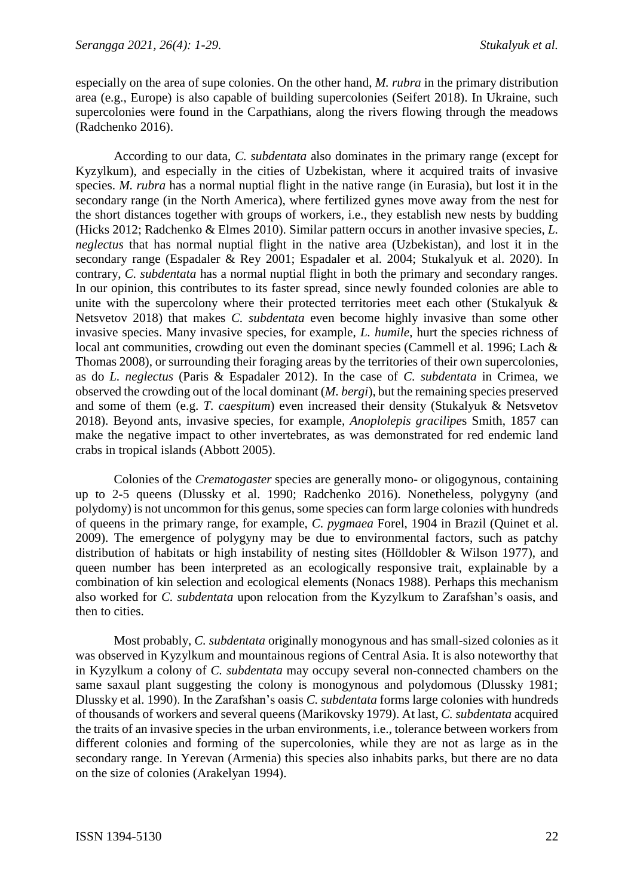especially on the area of supe colonies. On the other hand, *M. rubra* in the primary distribution area (e.g., Europe) is also capable of building supercolonies (Seifert 2018). In Ukraine, such supercolonies were found in the Carpathians, along the rivers flowing through the meadows (Radchenko 2016).

According to our data, *C. subdentata* also dominates in the primary range (except for Kyzylkum), and especially in the cities of Uzbekistan, where it acquired traits of invasive species. *M. rubra* has a normal nuptial flight in the native range (in Eurasia), but lost it in the secondary range (in the North America), where fertilized gynes move away from the nest for the short distances together with groups of workers, i.e., they establish new nests by budding (Hicks 2012; Radchenko & Elmes 2010). Similar pattern occurs in another invasive species, *L. neglectus* that has normal nuptial flight in the native area (Uzbekistan), and lost it in the secondary range (Espadaler & Rey 2001; Espadaler et al. 2004; Stukalyuk et al. 2020). In contrary, *C. subdentata* has a normal nuptial flight in both the primary and secondary ranges. In our opinion, this contributes to its faster spread, since newly founded colonies are able to unite with the supercolony where their protected territories meet each other (Stukalyuk & Netsvetov 2018) that makes *C. subdentata* even become highly invasive than some other invasive species. Many invasive species, for example, *L. humile*, hurt the species richness of local ant communities, crowding out even the dominant species (Cammell et al. 1996; Lach & Thomas 2008), or surrounding their foraging areas by the territories of their own supercolonies, as do *L. neglectus* (Paris & Espadaler 2012). In the case of *C. subdentata* in Crimea, we observed the crowding out of the local dominant (*M. bergi*), but the remaining species preserved and some of them (e.g. *T. caespitum*) even increased their density (Stukalyuk & Netsvetov 2018). Beyond ants, invasive species, for example, *Anoplolepis gracilipe*s Smith, 1857 can make the negative impact to other invertebrates, as was demonstrated for red endemic land crabs in tropical islands (Abbott 2005).

Colonies of the *Crematogaster* species are generally mono- or oligogynous, containing up to 2-5 queens (Dlussky et al. 1990; Radchenko 2016). Nonetheless, polygyny (and polydomy) is not uncommon for this genus, some species can form large colonies with hundreds of queens in the primary range, for example, *C. pygmaea* Forel, 1904 in Brazil (Quinet et al. 2009). The emergence of polygyny may be due to environmental factors, such as patchy distribution of habitats or high instability of nesting sites (Hölldobler & Wilson 1977), and queen number has been interpreted as an ecologically responsive trait, explainable by a combination of kin selection and ecological elements (Nonacs 1988). Perhaps this mechanism also worked for *C. subdentata* upon relocation from the Kyzylkum to Zarafshan's oasis, and then to cities.

Most probably, *C. subdentata* originally monogynous and has small-sized colonies as it was observed in Kyzylkum and mountainous regions of Central Asia. It is also noteworthy that in Kyzylkum a colony of *C. subdentata* may occupy several non-connected chambers on the same saxaul plant suggesting the colony is monogynous and polydomous (Dlussky 1981; Dlussky et al. 1990). In the Zarafshan's oasis *C. subdentata* forms large colonies with hundreds of thousands of workers and several queens (Marikovsky 1979). At last, *C. subdentata* acquired the traits of an invasive species in the urban environments, i.e., tolerance between workers from different colonies and forming of the supercolonies, while they are not as large as in the secondary range. In Yerevan (Armenia) this species also inhabits parks, but there are no data on the size of colonies (Arakelyan 1994).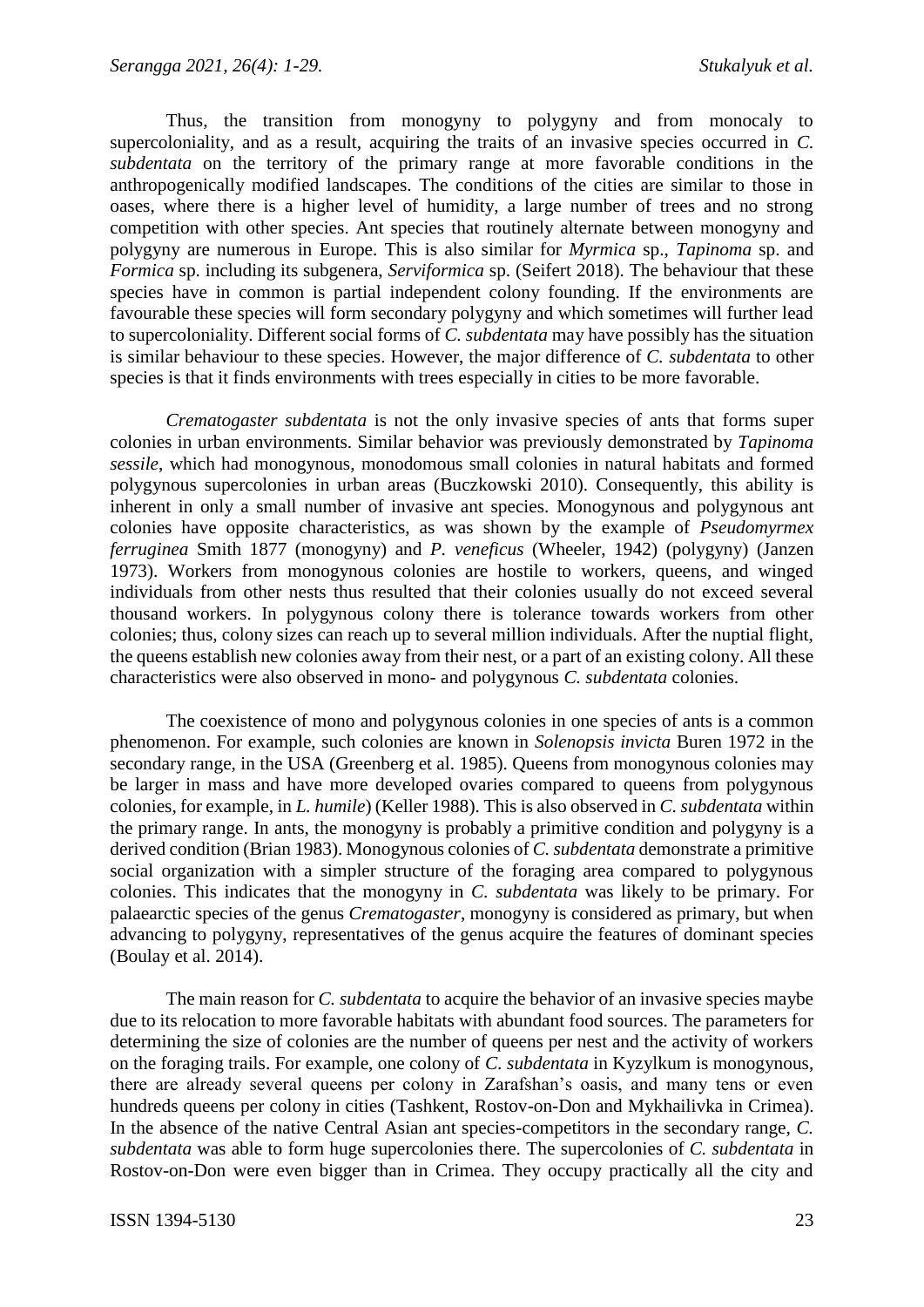Thus, the transition from monogyny to polygyny and from monocaly to supercoloniality, and as a result, acquiring the traits of an invasive species occurred in *C. subdentata* on the territory of the primary range at more favorable conditions in the anthropogenically modified landscapes. The conditions of the cities are similar to those in oases, where there is a higher level of humidity, a large number of trees and no strong competition with other species. Ant species that routinely alternate between monogyny and polygyny are numerous in Europe. This is also similar for *Myrmica* sp., *Tapinoma* sp. and *Formica* sp. including its subgenera, *Serviformica* sp. (Seifert 2018). The behaviour that these species have in common is partial independent colony founding. If the environments are favourable these species will form secondary polygyny and which sometimes will further lead to supercoloniality. Different social forms of *C. subdentata* may have possibly has the situation is similar behaviour to these species. However, the major difference of *C. subdentata* to other species is that it finds environments with trees especially in cities to be more favorable.

*Crematogaster subdentata* is not the only invasive species of ants that forms super colonies in urban environments. Similar behavior was previously demonstrated by *Tapinoma sessile*, which had monogynous, monodomous small colonies in natural habitats and formed polygynous supercolonies in urban areas (Buczkowski 2010). Consequently, this ability is inherent in only a small number of invasive ant species. Monogynous and polygynous ant colonies have opposite characteristics, as was shown by the example of *Pseudomyrmex ferruginea* Smith 1877 (monogyny) and *P. veneficus* (Wheeler, 1942) (polygyny) (Janzen 1973). Workers from monogynous colonies are hostile to workers, queens, and winged individuals from other nests thus resulted that their colonies usually do not exceed several thousand workers. In polygynous colony there is tolerance towards workers from other colonies; thus, colony sizes can reach up to several million individuals. After the nuptial flight, the queens establish new colonies away from their nest, or a part of an existing colony. All these characteristics were also observed in mono- and polygynous *C. subdentata* colonies.

The coexistence of mono and polygynous colonies in one species of ants is a common phenomenon. For example, such colonies are known in *Solenopsis invicta* Buren 1972 in the secondary range, in the USA (Greenberg et al. 1985). Queens from monogynous colonies may be larger in mass and have more developed ovaries compared to queens from polygynous colonies, for example, in *L. humile*) (Keller 1988). This is also observed in *C. subdentata* within the primary range. In ants, the monogyny is probably a primitive condition and polygyny is a derived condition (Brian 1983). Monogynous colonies of *C. subdentata* demonstrate a primitive social organization with a simpler structure of the foraging area compared to polygynous colonies. This indicates that the monogyny in *C. subdentata* was likely to be primary. For palaearctic species of the genus *Crematogaster*, monogyny is considered as primary, but when advancing to polygyny, representatives of the genus acquire the features of dominant species (Boulay et al. 2014).

The main reason for *C. subdentata* to acquire the behavior of an invasive species maybe due to its relocation to more favorable habitats with abundant food sources. The parameters for determining the size of colonies are the number of queens per nest and the activity of workers on the foraging trails. For example, one colony of *C. subdentata* in Kyzylkum is monogynous, there are already several queens per colony in Zarafshan's oasis, and many tens or even hundreds queens per colony in cities (Tashkent, Rostov-on-Don and Mykhailivka in Crimea). In the absence of the native Central Asian ant species-competitors in the secondary range, *C. subdentata* was able to form huge supercolonies there. The supercolonies of *C. subdentata* in Rostov-on-Don were even bigger than in Crimea. They occupy practically all the city and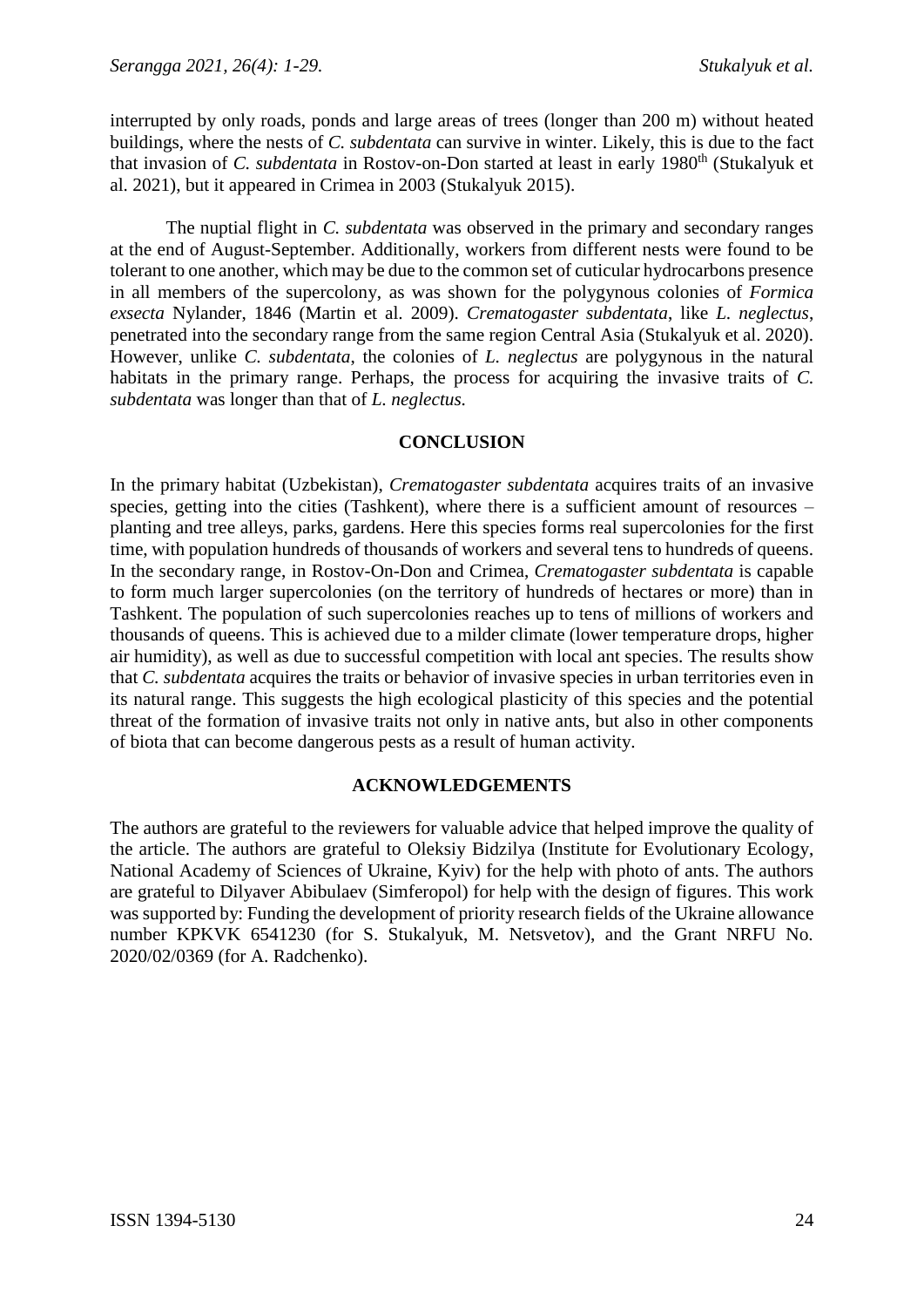interrupted by only roads, ponds and large areas of trees (longer than 200 m) without heated buildings, where the nests of *C. subdentata* can survive in winter. Likely, this is due to the fact that invasion of *C. subdentata* in Rostov-on-Don started at least in early 1980$^{th}$ (Stukalyuk et al. 2021), but it appeared in Crimea in 2003 (Stukalyuk 2015).

The nuptial flight in *C. subdentata* was observed in the primary and secondary ranges at the end of August-September. Additionally, workers from different nests were found to be tolerant to one another, which may be due to the common set of cuticular hydrocarbons presence in all members of the supercolony, as was shown for the polygynous colonies of *Formica exsecta* Nylander, 1846 (Martin et al. 2009). *Crematogaster subdentata*, like *L. neglectus*, penetrated into the secondary range from the same region Central Asia (Stukalyuk et al. 2020). However, unlike *C. subdentata*, the colonies of *L. neglectus* are polygynous in the natural habitats in the primary range. Perhaps, the process for acquiring the invasive traits of *C. subdentata* was longer than that of *L. neglectus.*

## CONCLUSION

In the primary habitat (Uzbekistan), *Crematogaster subdentata* acquires traits of an invasive species, getting into the cities (Tashkent), where there is a sufficient amount of resources – planting and tree alleys, parks, gardens. Here this species forms real supercolonies for the first time, with population hundreds of thousands of workers and several tens to hundreds of queens. In the secondary range, in Rostov-On-Don and Crimea, *Crematogaster subdentata* is capable to form much larger supercolonies (on the territory of hundreds of hectares or more) than in Tashkent. The population of such supercolonies reaches up to tens of millions of workers and thousands of queens. This is achieved due to a milder climate (lower temperature drops, higher air humidity), as well as due to successful competition with local ant species. The results show that *C. subdentata* acquires the traits or behavior of invasive species in urban territories even in its natural range. This suggests the high ecological plasticity of this species and the potential threat of the formation of invasive traits not only in native ants, but also in other components of biota that can become dangerous pests as a result of human activity.

## ACKNOWLEDGEMENTS

The authors are grateful to the reviewers for valuable advice that helped improve the quality of the article. The authors are grateful to Oleksiy Bidzilya (Institute for Evolutionary Ecology, National Academy of Sciences of Ukraine, Kyiv) for the help with photo of ants. The authors are grateful to Dilyaver Abibulaev (Simferopol) for help with the design of figures. This work was supported by: Funding the development of priority research fields of the Ukraine allowance number KPKVK 6541230 (for S. Stukalyuk, M. Netsvetov), and the Grant NRFU No. 2020/02/0369 (for A. Radchenko).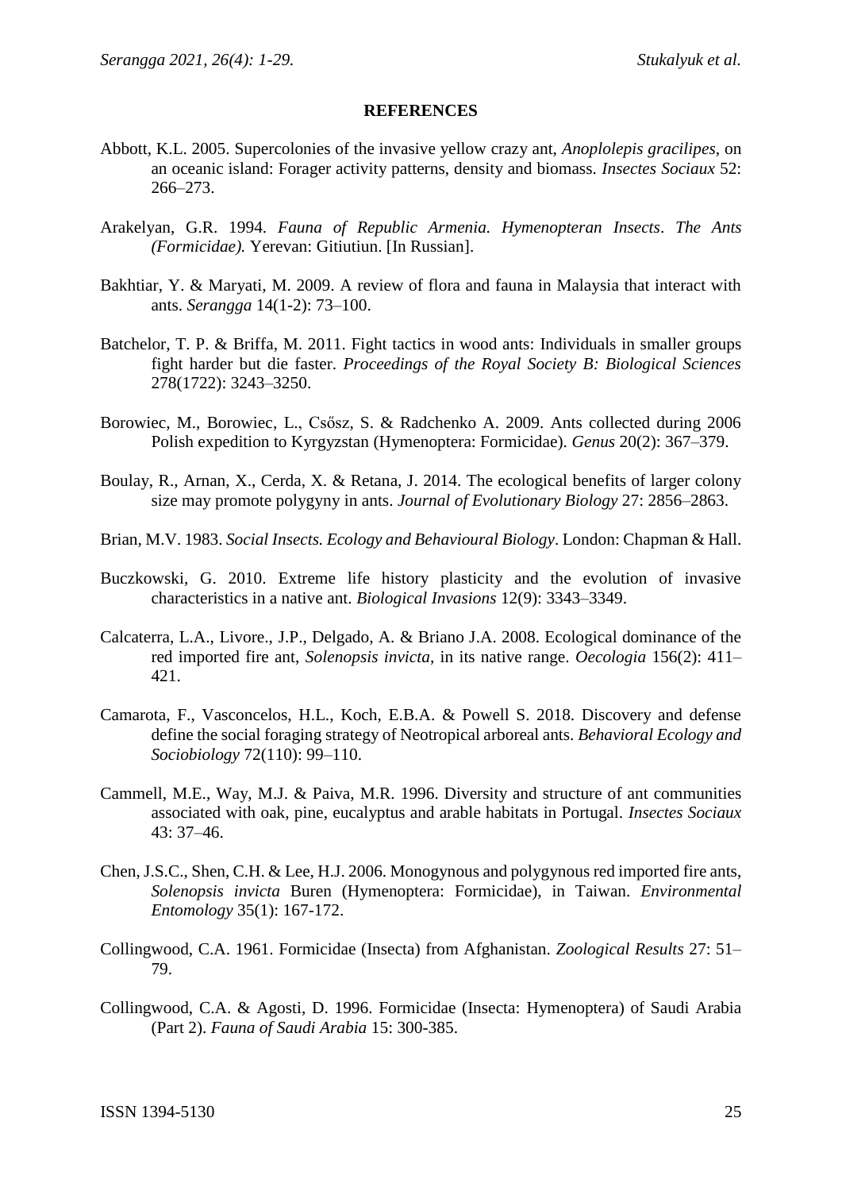**REFERENCES**

Abbott, K.L. 2005. Supercolonies of the invasive yellow crazy ant, *Anoplolepis gracilipes*, on an oceanic island: Forager activity patterns, density and biomass. *Insectes Sociaux* 52: 266–273.

Arakelyan, G.R. 1994. *Fauna of Republic Armenia. Hymenopteran Insects*. *The Ants (Formicidae).* Yerevan: Gitiutiun. [In Russian].

Bakhtiar, Y. & Maryati, M. 2009. A review of flora and fauna in Malaysia that interact with ants. *Serangga* 14(1-2): 73–100.

Batchelor, T. P. & Briffa, M. 2011. Fight tactics in wood ants: Individuals in smaller groups fight harder but die faster. *Proceedings of the Royal Society B: Biological Sciences* 278(1722): 3243–3250.

Borowiec, M., Borowiec, L., Csősz, S. & Radchenko A. 2009. Ants collected during 2006 Polish expedition to Kyrgyzstan (Hymenoptera: Formicidae). *Genus* 20(2): 367–379.

Boulay, R., Arnan, X., Cerda, X. & Retana, J. 2014. The ecological benefits of larger colony size may promote polygyny in ants. *Journal of Evolutionary Biology* 27: 2856–2863.

Brian, M.V. 1983. *Social Insects. Ecology and Behavioural Biology*. London: Chapman & Hall.

Buczkowski, G. 2010. Extreme life history plasticity and the evolution of invasive characteristics in a native ant. *Biological Invasions* 12(9): 3343–3349.

Calcaterra, L.A., Livore., J.P., Delgado, A. & Briano J.A. 2008. Ecological dominance of the red imported fire ant, *Solenopsis invicta*, in its native range. *Oecologia* 156(2): 411–421.

Camarota, F., Vasconcelos, H.L., Koch, E.B.A. & Powell S. 2018. Discovery and defense define the social foraging strategy of Neotropical arboreal ants. *Behavioral Ecology and Sociobiology* 72(110): 99–110.

Cammell, M.E., Way, M.J. & Paiva, M.R. 1996. Diversity and structure of ant communities associated with oak, pine, eucalyptus and arable habitats in Portugal. *Insectes Sociaux* 43: 37–46.

Chen, J.S.C., Shen, C.H. & Lee, H.J. 2006. Monogynous and polygynous red imported fire ants, *Solenopsis invicta* Buren (Hymenoptera: Formicidae), in Taiwan. *Environmental Entomology* 35(1): 167-172.

Collingwood, C.A. 1961. Formicidae (Insecta) from Afghanistan. *Zoological Results* 27: 51–79.

Collingwood, C.A. & Agosti, D. 1996. Formicidae (Insecta: Hymenoptera) of Saudi Arabia (Part 2). *Fauna of Saudi Arabia* 15: 300-385.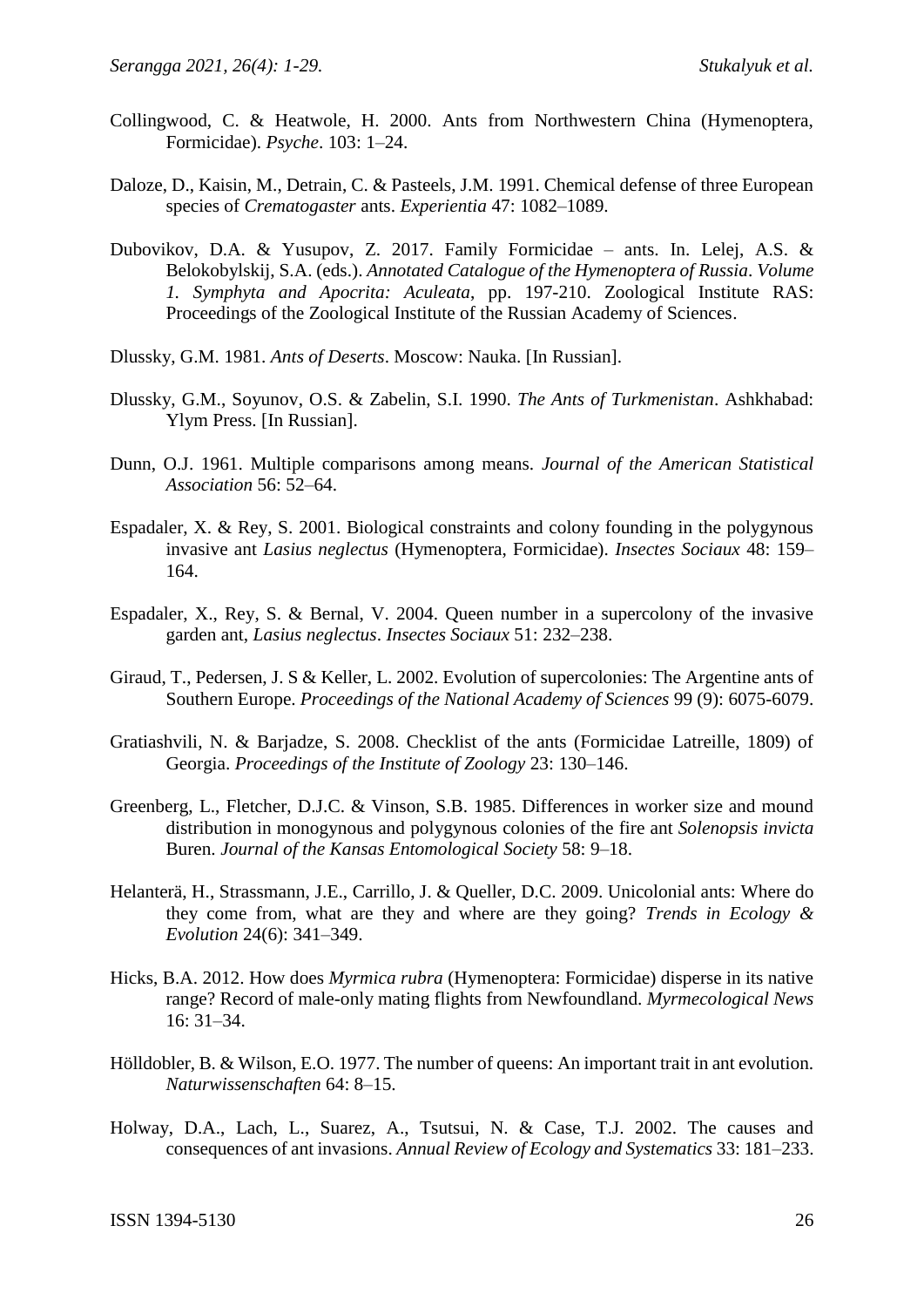Collingwood, C. & Heatwole, H. 2000. Ants from Northwestern China (Hymenoptera, Formicidae). *Psyche*. 103: 1–24.

Daloze, D., Kaisin, M., Detrain, C. & Pasteels, J.M. 1991. Chemical defense of three European species of *Crematogaster* ants. *Experientia* 47: 1082–1089.

Dubovikov, D.A. & Yusupov, Z. 2017. Family Formicidae – ants. In. Lelej, A.S. & Belokobylskij, S.A. (eds.). *Annotated Catalogue of the Hymenoptera of Russia*. *Volume 1. Symphyta and Apocrita: Aculeata*, pp. 197-210. Zoological Institute RAS: Proceedings of the Zoological Institute of the Russian Academy of Sciences.

Dlussky, G.M. 1981. *Ants of Deserts*. Moscow: Nauka. [In Russian].

Dlussky, G.M., Soyunov, O.S. & Zabelin, S.I. 1990. *The Ants of Turkmenistan*. Ashkhabad: Ylym Press. [In Russian].

Dunn, O.J. 1961. Multiple comparisons among means. *Journal of the American Statistical Association* 56: 52–64.

Espadaler, X. & Rey, S. 2001. Biological constraints and colony founding in the polygynous invasive ant *Lasius neglectus* (Hymenoptera, Formicidae). *Insectes Sociaux* 48: 159–164.

Espadaler, X., Rey, S. & Bernal, V. 2004. Queen number in a supercolony of the invasive garden ant, *Lasius neglectus*. *Insectes Sociaux* 51: 232–238.

Giraud, T., Pedersen, J. S & Keller, L. 2002. Evolution of supercolonies: The Argentine ants of Southern Europe. *Proceedings of the National Academy of Sciences* 99 (9): 6075-6079.

Gratiashvili, N. & Barjadze, S. 2008. Checklist of the ants (Formicidae Latreille, 1809) of Georgia. *Proceedings of the Institute of Zoology* 23: 130–146.

Greenberg, L., Fletcher, D.J.C. & Vinson, S.B. 1985. Differences in worker size and mound distribution in monogynous and polygynous colonies of the fire ant *Solenopsis invicta* Buren. *Journal of the Kansas Entomological Society* 58: 9–18.

Helanterä, H., Strassmann, J.E., Carrillo, J. & Queller, D.C. 2009. Unicolonial ants: Where do they come from, what are they and where are they going? *Trends in Ecology & Evolution* 24(6): 341–349.

Hicks, B.A. 2012. How does *Myrmica rubra* (Hymenoptera: Formicidae) disperse in its native range? Record of male-only mating flights from Newfoundland. *Myrmecological News* 16: 31–34.

Hölldobler, B. & Wilson, E.O. 1977. The number of queens: An important trait in ant evolution. *Naturwissenschaften* 64: 8–15.

Holway, D.A., Lach, L., Suarez, A., Tsutsui, N. & Case, T.J. 2002. The causes and consequences of ant invasions. *Annual Review of Ecology and Systematics* 33: 181–233.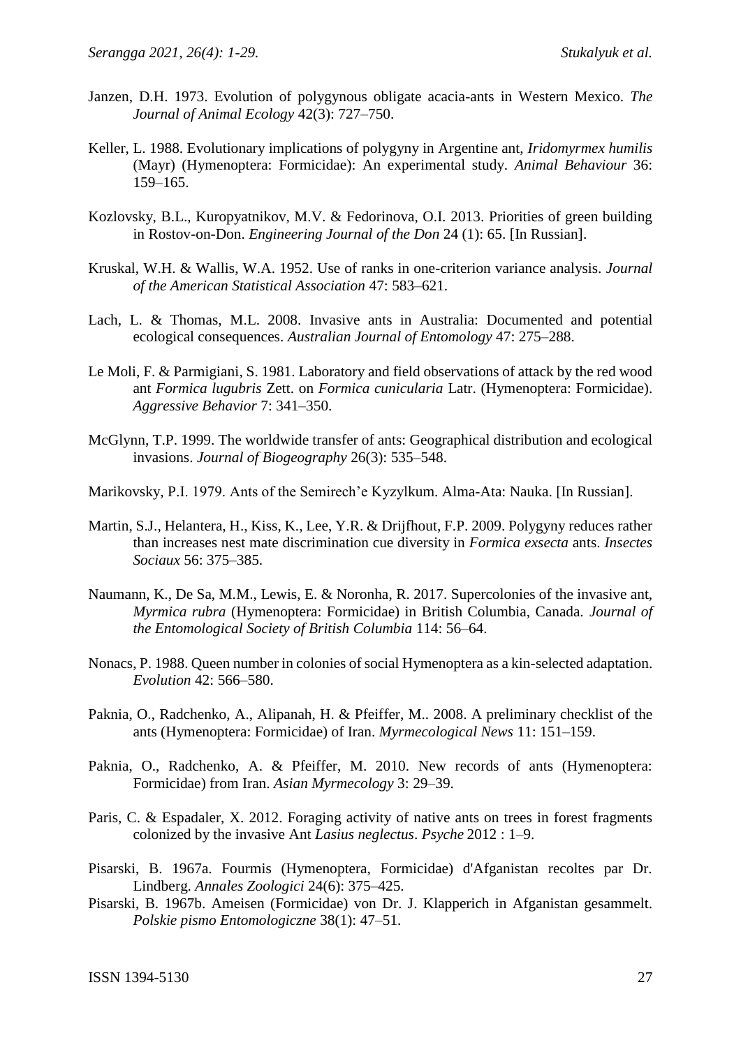Janzen, D.H. 1973. Evolution of polygynous obligate acacia-ants in Western Mexico. *The Journal of Animal Ecology* 42(3): 727–750.

Keller, L. 1988. Evolutionary implications of polygyny in Argentine ant, *Iridomyrmex humilis* (Mayr) (Hymenoptera: Formicidae): An experimental study. *Animal Behaviour* 36: 159–165.

Kozlovsky, B.L., Kuropyatnikov, M.V. & Fedorinova, O.I. 2013. Priorities of green building in Rostov-on-Don. *Engineering Journal of the Don* 24 (1): 65. [In Russian].

Kruskal, W.H. & Wallis, W.A. 1952. Use of ranks in one-criterion variance analysis. *Journal of the American Statistical Association* 47: 583–621.

Lach, L. & Thomas, M.L. 2008. Invasive ants in Australia: Documented and potential ecological consequences. *Australian Journal of Entomology* 47: 275–288.

Le Moli, F. & Parmigiani, S. 1981. Laboratory and field observations of attack by the red wood ant *Formica lugubris* Zett. on *Formica cunicularia* Latr. (Hymenoptera: Formicidae). *Aggressive Behavior* 7: 341–350.

McGlynn, T.P. 1999. The worldwide transfer of ants: Geographical distribution and ecological invasions. *Journal of Biogeography* 26(3): 535–548.

Marikovsky, P.I. 1979. Ants of the Semirech'e Kyzylkum. Alma-Ata: Nauka. [In Russian].

Martin, S.J., Helantera, H., Kiss, K., Lee, Y.R. & Drijfhout, F.P. 2009. Polygyny reduces rather than increases nest mate discrimination cue diversity in *Formica exsecta* ants. *Insectes Sociaux* 56: 375–385.

Naumann, K., De Sa, M.M., Lewis, E. & Noronha, R. 2017. Supercolonies of the invasive ant, *Myrmica rubra* (Hymenoptera: Formicidae) in British Columbia, Canada. *Journal of the Entomological Society of British Columbia* 114: 56–64.

Nonacs, P. 1988. Queen number in colonies of social Hymenoptera as a kin-selected adaptation. *Evolution* 42: 566–580.

Paknia, O., Radchenko, A., Alipanah, H. & Pfeiffer, M.. 2008. A preliminary checklist of the ants (Hymenoptera: Formicidae) of Iran. *Myrmecological News* 11: 151–159.

Paknia, O., Radchenko, A. & Pfeiffer, M. 2010. New records of ants (Hymenoptera: Formicidae) from Iran. *Asian Myrmecology* 3: 29–39.

Paris, C. & Espadaler, X. 2012. Foraging activity of native ants on trees in forest fragments colonized by the invasive Ant *Lasius neglectus*. *Psyche* 2012 : 1–9.

Pisarski, B. 1967a. Fourmis (Hymenoptera, Formicidae) d'Afganistan recoltes par Dr. Lindberg. *Annales Zoologici* 24(6): 375–425.

Pisarski, B. 1967b. Ameisen (Formicidae) von Dr. J. Klapperich in Afganistan gesammelt. *Polskie pismo Entomologiczne* 38(1): 47–51.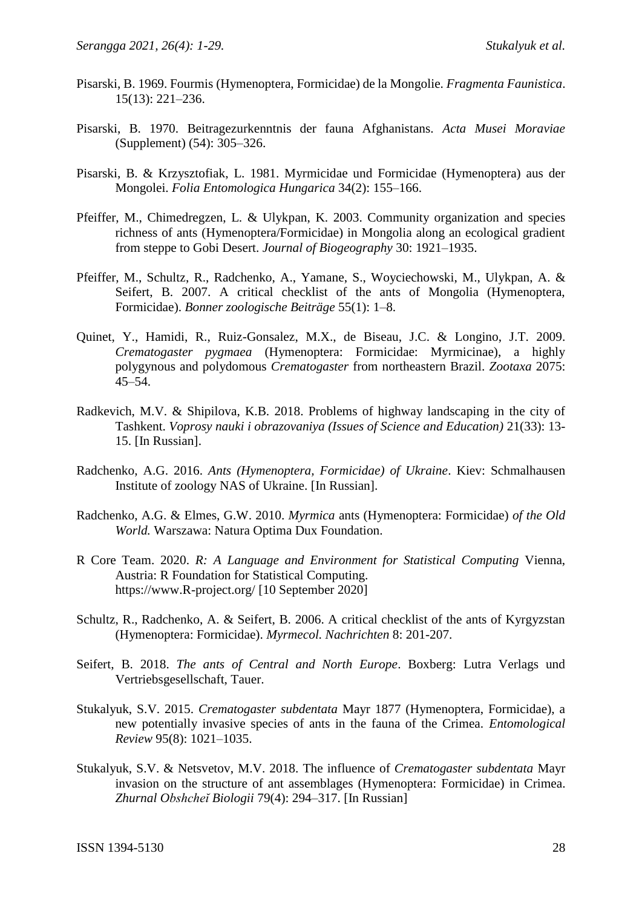Pisarski, B. 1969. Fourmis (Hymenoptera, Formicidae) de la Mongolie. *Fragmenta Faunistica*. 15(13): 221–236.

Pisarski, B. 1970. Beitragezurkenntnis der fauna Afghanistans. *Acta Musei Moraviae* (Supplement) (54): 305–326.

Pisarski, B. & Krzysztofiak, L. 1981. Myrmicidae und Formicidae (Hymenoptera) aus der Mongolei. *Folia Entomologica Hungarica* 34(2): 155–166.

Pfeiffer, M., Chimedregzen, L. & Ulykpan, K. 2003. Community organization and species richness of ants (Hymenoptera/Formicidae) in Mongolia along an ecological gradient from steppe to Gobi Desert. *Journal of Biogeography* 30: 1921–1935.

Pfeiffer, M., Schultz, R., Radchenko, A., Yamane, S., Woyciechowski, M., Ulykpan, A. & Seifert, B. 2007. A critical checklist of the ants of Mongolia (Hymenoptera, Formicidae). *Bonner zoologische Beiträge* 55(1): 1–8.

Quinet, Y., Hamidi, R., Ruiz-Gonsalez, M.X., de Biseau, J.C. & Longino, J.T. 2009. *Crematogaster pygmaea* (Hymenoptera: Formicidae: Myrmicinae), a highly polygynous and polydomous *Crematogaster* from northeastern Brazil. *Zootaxa* 2075: 45–54.

Radkevich, M.V. & Shipilova, K.B. 2018. Problems of highway landscaping in the city of Tashkent. *Voprosy nauki i obrazovaniya (Issues of Science and Education)* 21(33): 13-15. [In Russian].

Radchenko, A.G. 2016. *Ants (Hymenoptera, Formicidae) of Ukraine*. Kiev: Schmalhausen Institute of zoology NAS of Ukraine. [In Russian].

Radchenko, A.G. & Elmes, G.W. 2010. *Myrmica* ants (Hymenoptera: Formicidae) *of the Old World.* Warszawa: Natura Optima Dux Foundation.

R Core Team. 2020. *R: A Language and Environment for Statistical Computing* Vienna, Austria: R Foundation for Statistical Computing. https://www.R-project.org/ [10 September 2020]

Schultz, R., Radchenko, A. & Seifert, B. 2006. A critical checklist of the ants of Kyrgyzstan (Hymenoptera: Formicidae). *Myrmecol. Nachrichten* 8: 201-207.

Seifert, B. 2018. *The ants of Central and North Europe*. Boxberg: Lutra Verlags und Vertriebsgesellschaft, Tauer.

Stukalyuk, S.V. 2015. *Crematogaster subdentata* Mayr 1877 (Hymenoptera, Formicidae), a new potentially invasive species of ants in the fauna of the Crimea. *Entomological Review* 95(8): 1021–1035.

Stukalyuk, S.V. & Netsvetov, M.V. 2018. The influence of *Crematogaster subdentata* Mayr invasion on the structure of ant assemblages (Hymenoptera: Formicidae) in Crimea. *Zhurnal Obshcheĭ Biologii* 79(4): 294–317. [In Russian]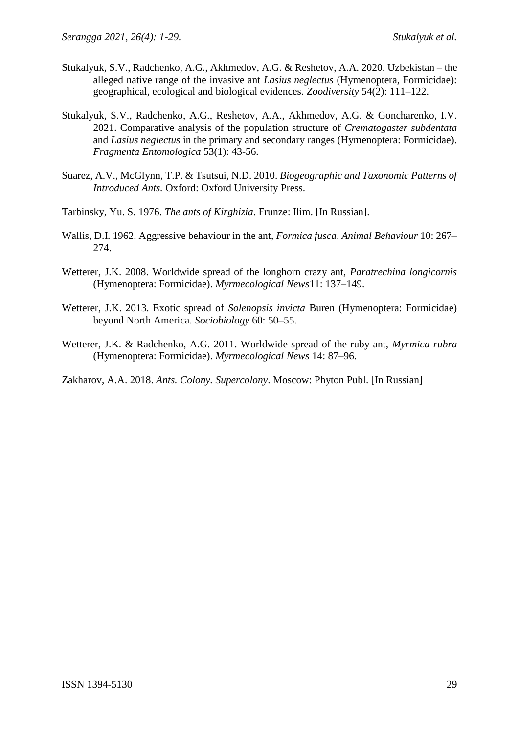Stukalyuk, S.V., Radchenko, A.G., Akhmedov, A.G. & Reshetov, A.A. 2020. Uzbekistan – the alleged native range of the invasive ant *Lasius neglectus* (Hymenoptera, Formicidae): geographical, ecological and biological evidences. *Zoodiversity* 54(2): 111–122.

Stukalyuk, S.V., Radchenko, A.G., Reshetov, A.A., Akhmedov, A.G. & Goncharenko, I.V. 2021. Comparative analysis of the population structure of *Crematogaster subdentata* and *Lasius neglectus* in the primary and secondary ranges (Hymenoptera: Formicidae). *Fragmenta Entomologica* 53(1): 43-56.

Suarez, A.V., McGlynn, T.P. & Tsutsui, N.D. 2010. *Biogeographic and Taxonomic Patterns of Introduced Ants.* Oxford: Oxford University Press.

Tarbinsky, Yu. S. 1976. *The ants of Kirghizia*. Frunze: Ilim. [In Russian].

Wallis, D.I. 1962. Aggressive behaviour in the ant, *Formica fusca*. *Animal Behaviour* 10: 267–274.

Wetterer, J.K. 2008. Worldwide spread of the longhorn crazy ant, *Paratrechina longicornis* (Hymenoptera: Formicidae). *Myrmecological News*11: 137–149.

Wetterer, J.K. 2013. Exotic spread of *Solenopsis invicta* Buren (Hymenoptera: Formicidae) beyond North America. *Sociobiology* 60: 50–55.

Wetterer, J.K. & Radchenko, A.G. 2011. Worldwide spread of the ruby ant, *Myrmica rubra* (Hymenoptera: Formicidae). *Myrmecological News* 14: 87–96.

Zakharov, A.A. 2018. *Ants. Colony. Supercolony*. Moscow: Phyton Publ. [In Russian]